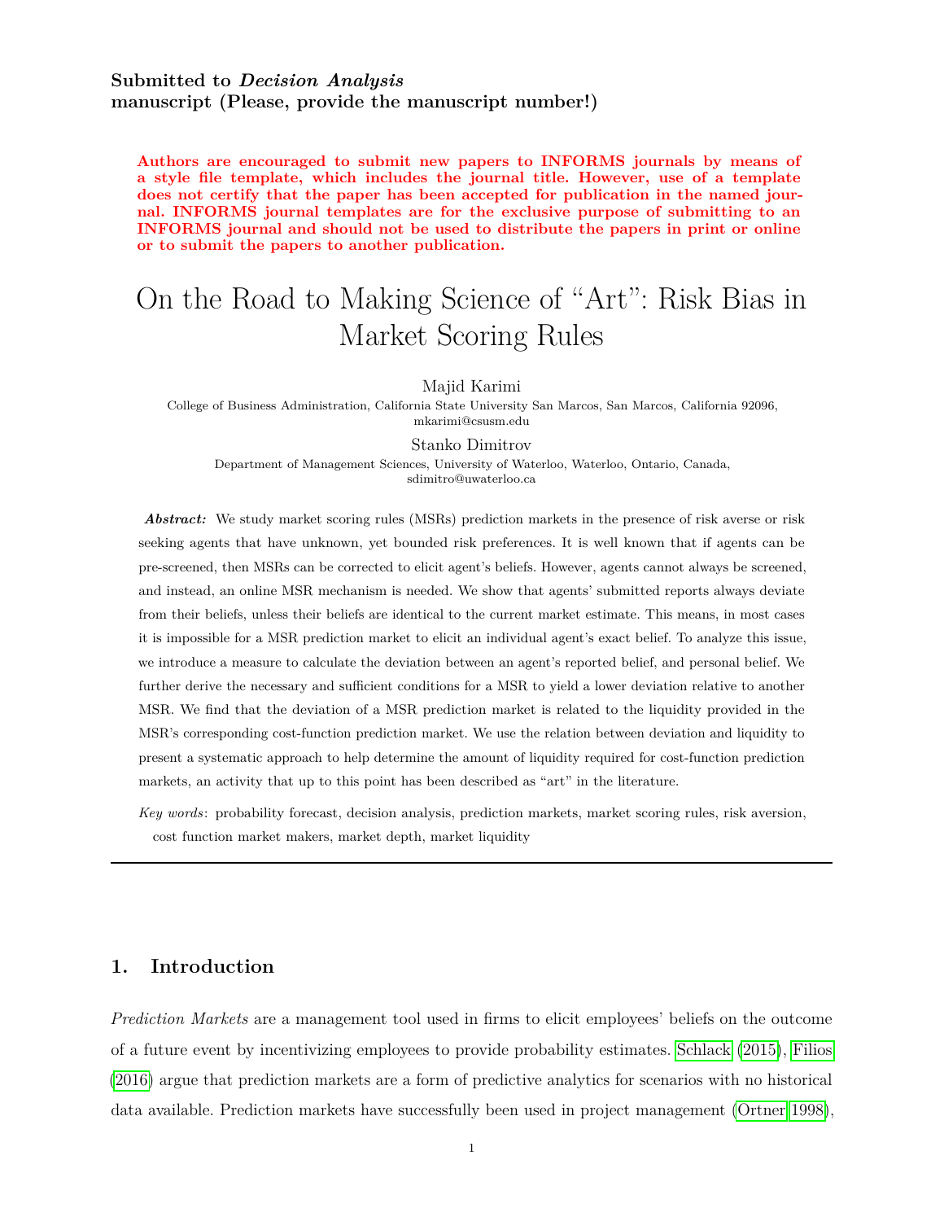**Submitted to *Decision Analysis***
**manuscript (Please, provide the manuscript number!)**

**Authors are encouraged to submit new papers to INFORMS journals by means of a style file template, which includes the journal title. However, use of a template does not certify that the paper has been accepted for publication in the named journal. INFORMS journal templates are for the exclusive purpose of submitting to an INFORMS journal and should not be used to distribute the papers in print or online or to submit the papers to another publication.**

# On the Road to Making Science of "Art": Risk Bias in Market Scoring Rules

Majid Karimi
College of Business Administration, California State University San Marcos, San Marcos, California 92096, mkarimi@csusm.edu

Stanko Dimitrov
Department of Management Sciences, University of Waterloo, Waterloo, Ontario, Canada, sdimitro@uwaterloo.ca

***Abstract:*** We study market scoring rules (MSRs) prediction markets in the presence of risk averse or risk seeking agents that have unknown, yet bounded risk preferences. It is well known that if agents can be pre-screened, then MSRs can be corrected to elicit agent's beliefs. However, agents cannot always be screened, and instead, an online MSR mechanism is needed. We show that agents' submitted reports always deviate from their beliefs, unless their beliefs are identical to the current market estimate. This means, in most cases it is impossible for a MSR prediction market to elicit an individual agent's exact belief. To analyze this issue, we introduce a measure to calculate the deviation between an agent's reported belief, and personal belief. We further derive the necessary and sufficient conditions for a MSR to yield a lower deviation relative to another MSR. We find that the deviation of a MSR prediction market is related to the liquidity provided in the MSR's corresponding cost-function prediction market. We use the relation between deviation and liquidity to present a systematic approach to help determine the amount of liquidity required for cost-function prediction markets, an activity that up to this point has been described as "art" in the literature.

*Key words*: probability forecast, decision analysis, prediction markets, market scoring rules, risk aversion, cost function market makers, market depth, market liquidity

## 1. Introduction

*Prediction Markets* are a management tool used in firms to elicit employees' beliefs on the outcome of a future event by incentivizing employees to provide probability estimates. Schlack (2015), Filios (2016) argue that prediction markets are a form of predictive analytics for scenarios with no historical data available. Prediction markets have successfully been used in project management (Ortner 1998),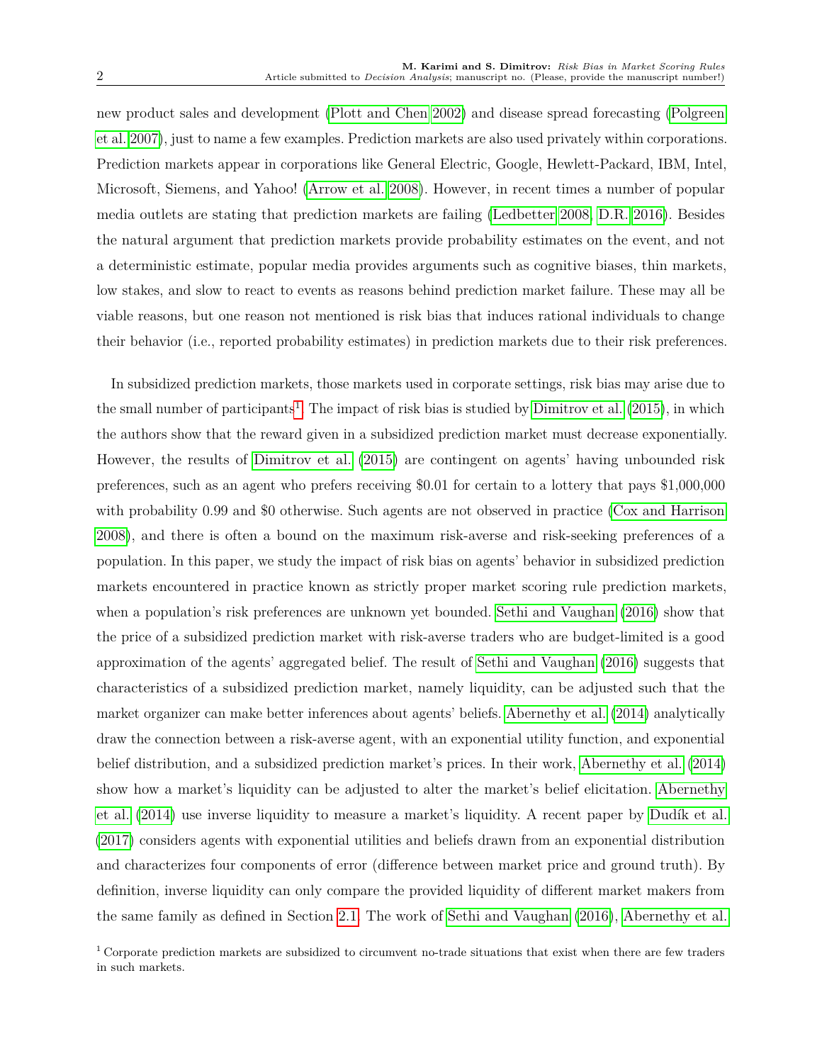new product sales and development (Plott and Chen 2002) and disease spread forecasting (Polgreen et al. 2007), just to name a few examples. Prediction markets are also used privately within corporations. Prediction markets appear in corporations like General Electric, Google, Hewlett-Packard, IBM, Intel, Microsoft, Siemens, and Yahoo! (Arrow et al. 2008). However, in recent times a number of popular media outlets are stating that prediction markets are failing (Ledbetter 2008, D.R. 2016). Besides the natural argument that prediction markets provide probability estimates on the event, and not a deterministic estimate, popular media provides arguments such as cognitive biases, thin markets, low stakes, and slow to react to events as reasons behind prediction market failure. These may all be viable reasons, but one reason not mentioned is risk bias that induces rational individuals to change their behavior (i.e., reported probability estimates) in prediction markets due to their risk preferences.

In subsidized prediction markets, those markets used in corporate settings, risk bias may arise due to the small number of participants[1]. The impact of risk bias is studied by Dimitrov et al. (2015), in which the authors show that the reward given in a subsidized prediction market must decrease exponentially. However, the results of Dimitrov et al. (2015) are contingent on agents' having unbounded risk preferences, such as an agent who prefers receiving \$0.01 for certain to a lottery that pays \$1,000,000 with probability 0.99 and \$0 otherwise. Such agents are not observed in practice (Cox and Harrison 2008), and there is often a bound on the maximum risk-averse and risk-seeking preferences of a population. In this paper, we study the impact of risk bias on agents' behavior in subsidized prediction markets encountered in practice known as strictly proper market scoring rule prediction markets, when a population's risk preferences are unknown yet bounded. Sethi and Vaughan (2016) show that the price of a subsidized prediction market with risk-averse traders who are budget-limited is a good approximation of the agents' aggregated belief. The result of Sethi and Vaughan (2016) suggests that characteristics of a subsidized prediction market, namely liquidity, can be adjusted such that the market organizer can make better inferences about agents' beliefs. Abernethy et al. (2014) analytically draw the connection between a risk-averse agent, with an exponential utility function, and exponential belief distribution, and a subsidized prediction market's prices. In their work, Abernethy et al. (2014) show how a market's liquidity can be adjusted to alter the market's belief elicitation. Abernethy et al. (2014) use inverse liquidity to measure a market's liquidity. A recent paper by Dudík et al. (2017) considers agents with exponential utilities and beliefs drawn from an exponential distribution and characterizes four components of error (difference between market price and ground truth). By definition, inverse liquidity can only compare the provided liquidity of different market makers from the same family as defined in Section 2.1. The work of Sethi and Vaughan (2016), Abernethy et al.

[1] Corporate prediction markets are subsidized to circumvent no-trade situations that exist when there are few traders in such markets.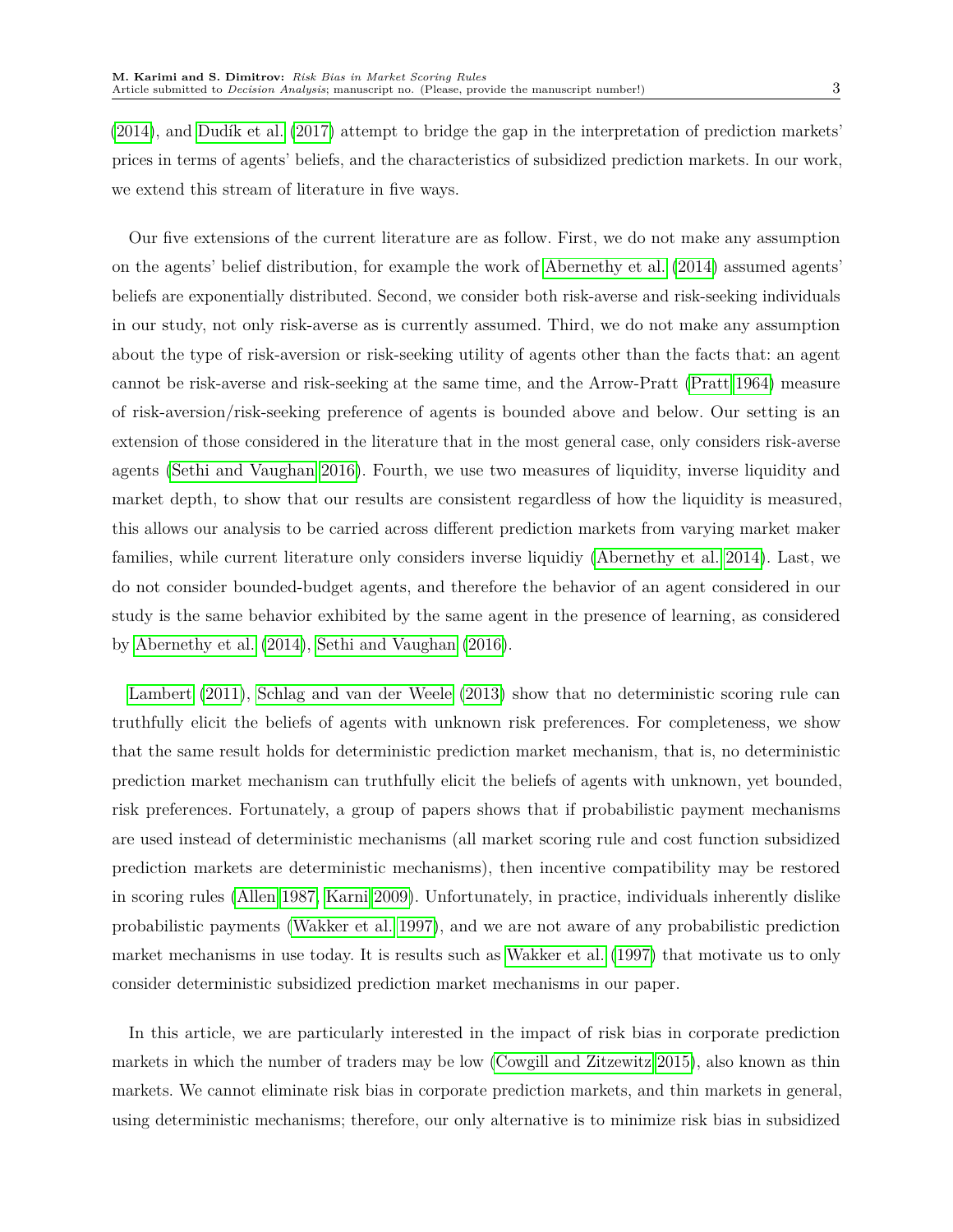(2014), and Dudík et al. (2017) attempt to bridge the gap in the interpretation of prediction markets' prices in terms of agents' beliefs, and the characteristics of subsidized prediction markets. In our work, we extend this stream of literature in five ways.

Our five extensions of the current literature are as follow. First, we do not make any assumption on the agents' belief distribution, for example the work of Abernethy et al. (2014) assumed agents' beliefs are exponentially distributed. Second, we consider both risk-averse and risk-seeking individuals in our study, not only risk-averse as is currently assumed. Third, we do not make any assumption about the type of risk-aversion or risk-seeking utility of agents other than the facts that: an agent cannot be risk-averse and risk-seeking at the same time, and the Arrow-Pratt (Pratt 1964) measure of risk-aversion/risk-seeking preference of agents is bounded above and below. Our setting is an extension of those considered in the literature that in the most general case, only considers risk-averse agents (Sethi and Vaughan 2016). Fourth, we use two measures of liquidity, inverse liquidity and market depth, to show that our results are consistent regardless of how the liquidity is measured, this allows our analysis to be carried across different prediction markets from varying market maker families, while current literature only considers inverse liquidiy (Abernethy et al. 2014). Last, we do not consider bounded-budget agents, and therefore the behavior of an agent considered in our study is the same behavior exhibited by the same agent in the presence of learning, as considered by Abernethy et al. (2014), Sethi and Vaughan (2016).

Lambert (2011), Schlag and van der Weele (2013) show that no deterministic scoring rule can truthfully elicit the beliefs of agents with unknown risk preferences. For completeness, we show that the same result holds for deterministic prediction market mechanism, that is, no deterministic prediction market mechanism can truthfully elicit the beliefs of agents with unknown, yet bounded, risk preferences. Fortunately, a group of papers shows that if probabilistic payment mechanisms are used instead of deterministic mechanisms (all market scoring rule and cost function subsidized prediction markets are deterministic mechanisms), then incentive compatibility may be restored in scoring rules (Allen 1987, Karni 2009). Unfortunately, in practice, individuals inherently dislike probabilistic payments (Wakker et al. 1997), and we are not aware of any probabilistic prediction market mechanisms in use today. It is results such as Wakker et al. (1997) that motivate us to only consider deterministic subsidized prediction market mechanisms in our paper.

In this article, we are particularly interested in the impact of risk bias in corporate prediction markets in which the number of traders may be low (Cowgill and Zitzewitz 2015), also known as thin markets. We cannot eliminate risk bias in corporate prediction markets, and thin markets in general, using deterministic mechanisms; therefore, our only alternative is to minimize risk bias in subsidized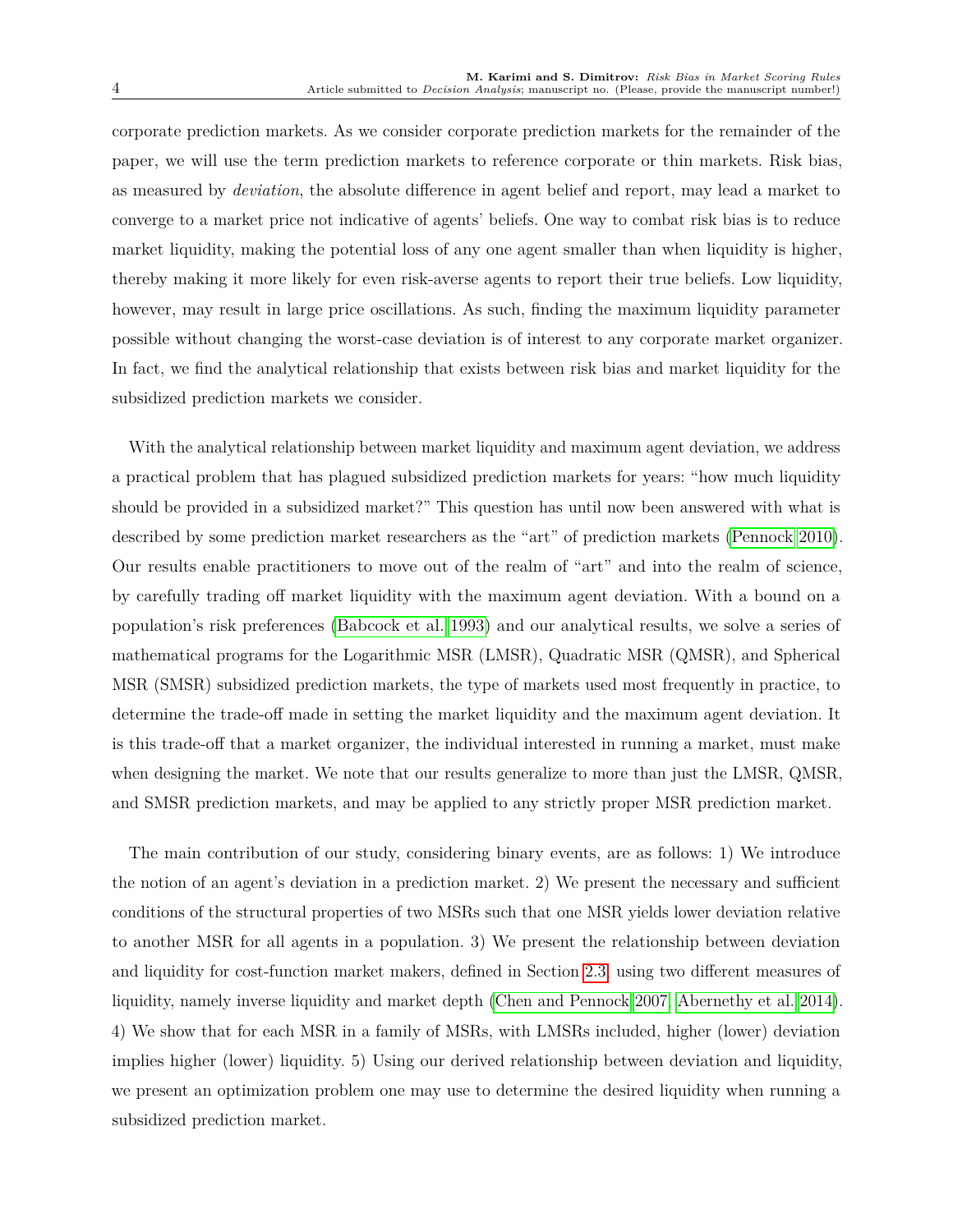corporate prediction markets. As we consider corporate prediction markets for the remainder of the paper, we will use the term prediction markets to reference corporate or thin markets. Risk bias, as measured by *deviation*, the absolute difference in agent belief and report, may lead a market to converge to a market price not indicative of agents' beliefs. One way to combat risk bias is to reduce market liquidity, making the potential loss of any one agent smaller than when liquidity is higher, thereby making it more likely for even risk-averse agents to report their true beliefs. Low liquidity, however, may result in large price oscillations. As such, finding the maximum liquidity parameter possible without changing the worst-case deviation is of interest to any corporate market organizer. In fact, we find the analytical relationship that exists between risk bias and market liquidity for the subsidized prediction markets we consider.

With the analytical relationship between market liquidity and maximum agent deviation, we address a practical problem that has plagued subsidized prediction markets for years: "how much liquidity should be provided in a subsidized market?" This question has until now been answered with what is described by some prediction market researchers as the "art" of prediction markets (Pennock 2010). Our results enable practitioners to move out of the realm of "art" and into the realm of science, by carefully trading off market liquidity with the maximum agent deviation. With a bound on a population's risk preferences (Babcock et al. 1993) and our analytical results, we solve a series of mathematical programs for the Logarithmic MSR (LMSR), Quadratic MSR (QMSR), and Spherical MSR (SMSR) subsidized prediction markets, the type of markets used most frequently in practice, to determine the trade-off made in setting the market liquidity and the maximum agent deviation. It is this trade-off that a market organizer, the individual interested in running a market, must make when designing the market. We note that our results generalize to more than just the LMSR, QMSR, and SMSR prediction markets, and may be applied to any strictly proper MSR prediction market.

The main contribution of our study, considering binary events, are as follows: 1) We introduce the notion of an agent's deviation in a prediction market. 2) We present the necessary and sufficient conditions of the structural properties of two MSRs such that one MSR yields lower deviation relative to another MSR for all agents in a population. 3) We present the relationship between deviation and liquidity for cost-function market makers, defined in Section 2.3, using two different measures of liquidity, namely inverse liquidity and market depth (Chen and Pennock 2007, Abernethy et al. 2014). 4) We show that for each MSR in a family of MSRs, with LMSRs included, higher (lower) deviation implies higher (lower) liquidity. 5) Using our derived relationship between deviation and liquidity, we present an optimization problem one may use to determine the desired liquidity when running a subsidized prediction market.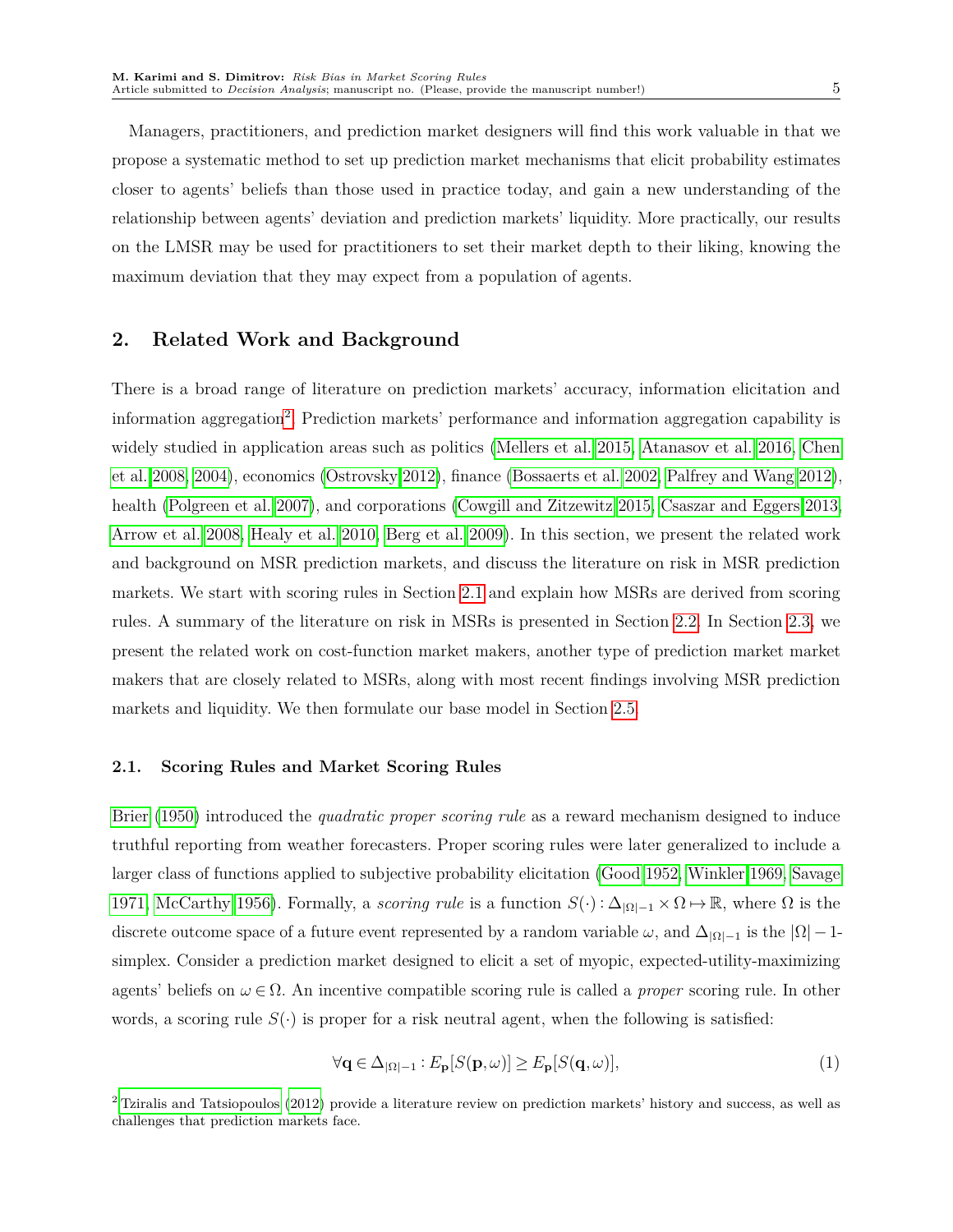Managers, practitioners, and prediction market designers will find this work valuable in that we propose a systematic method to set up prediction market mechanisms that elicit probability estimates closer to agents' beliefs than those used in practice today, and gain a new understanding of the relationship between agents' deviation and prediction markets' liquidity. More practically, our results on the LMSR may be used for practitioners to set their market depth to their liking, knowing the maximum deviation that they may expect from a population of agents.

## 2. Related Work and Background

There is a broad range of literature on prediction markets' accuracy, information elicitation and information aggregation[2]. Prediction markets' performance and information aggregation capability is widely studied in application areas such as politics (Mellers et al. 2015, Atanasov et al. 2016, Chen et al. 2008, 2004), economics (Ostrovsky 2012), finance (Bossaerts et al. 2002, Palfrey and Wang 2012), health (Polgreen et al. 2007), and corporations (Cowgill and Zitzewitz 2015, Csaszar and Eggers 2013, Arrow et al. 2008, Healy et al. 2010, Berg et al. 2009). In this section, we present the related work and background on MSR prediction markets, and discuss the literature on risk in MSR prediction markets. We start with scoring rules in Section 2.1 and explain how MSRs are derived from scoring rules. A summary of the literature on risk in MSRs is presented in Section 2.2. In Section 2.3, we present the related work on cost-function market makers, another type of prediction market market makers that are closely related to MSRs, along with most recent findings involving MSR prediction markets and liquidity. We then formulate our base model in Section 2.5.

### 2.1. Scoring Rules and Market Scoring Rules

Brier (1950) introduced the *quadratic proper scoring rule* as a reward mechanism designed to induce truthful reporting from weather forecasters. Proper scoring rules were later generalized to include a larger class of functions applied to subjective probability elicitation (Good 1952, Winkler 1969, Savage 1971, McCarthy 1956). Formally, a *scoring rule* is a function $S(\cdot): \Delta_{|\Omega|-1} \times \Omega \mapsto \mathbb{R}$, where $\Omega$ is the discrete outcome space of a future event represented by a random variable $\omega$, and $\Delta_{|\Omega|-1}$ is the $|\Omega|-1$-simplex. Consider a prediction market designed to elicit a set of myopic, expected-utility-maximizing agents' beliefs on $\omega \in \Omega$. An incentive compatible scoring rule is called a *proper* scoring rule. In other words, a scoring rule $S(\cdot)$ is proper for a risk neutral agent, when the following is satisfied:

$$\forall \mathbf{q} \in \Delta_{|\Omega|-1} : E_{\mathbf{p}}[S(\mathbf{p}, \omega)] \geq E_{\mathbf{p}}[S(\mathbf{q}, \omega)], \tag{1}$$

[2] Tziralis and Tatsiopoulos (2012) provide a literature review on prediction markets' history and success, as well as challenges that prediction markets face.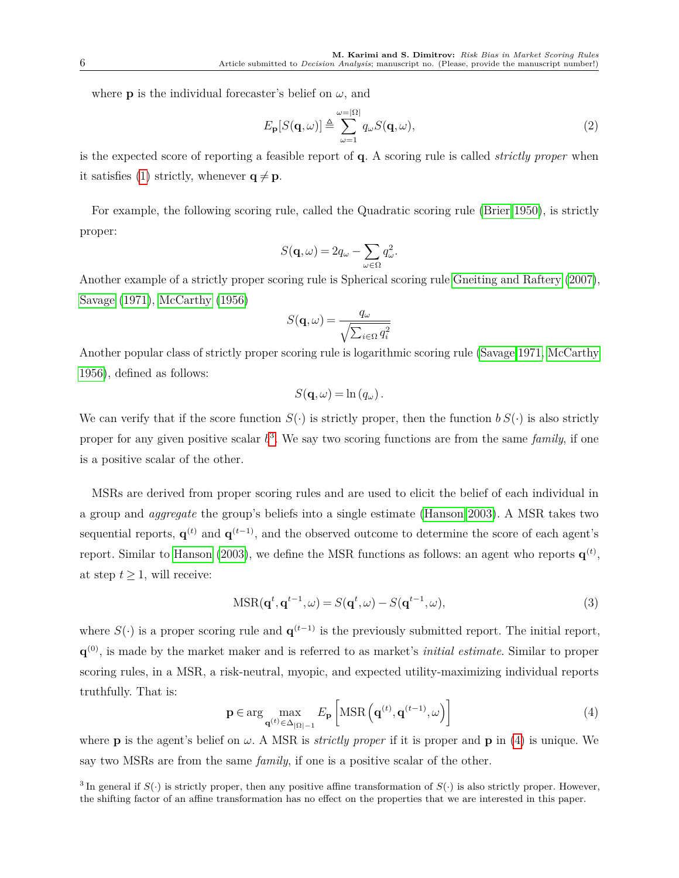where $\mathbf{p}$ is the individual forecaster's belief on $\omega$, and

$$E_{\mathbf{p}}[S(\mathbf{q},\omega)] \triangleq \sum_{\omega=1}^{\omega=|\Omega|} q_\omega S(\mathbf{q},\omega), \tag{2}$$

is the expected score of reporting a feasible report of $\mathbf{q}$. A scoring rule is called *strictly proper* when it satisfies (1) strictly, whenever $\mathbf{q} \neq \mathbf{p}$.

For example, the following scoring rule, called the Quadratic scoring rule (Brier 1950), is strictly proper:

$$S(\mathbf{q},\omega) = 2q_\omega - \sum_{\omega \in \Omega} q_\omega^2.$$

Another example of a strictly proper scoring rule is Spherical scoring rule Gneiting and Raftery (2007), Savage (1971), McCarthy (1956)

$$S(\mathbf{q},\omega) = \frac{q_\omega}{\sqrt{\sum_{i \in \Omega} q_i^2}}$$

Another popular class of strictly proper scoring rule is logarithmic scoring rule (Savage 1971, McCarthy 1956), defined as follows:

$$S(\mathbf{q},\omega) = \ln(q_\omega).$$

We can verify that if the score function $S(\cdot)$ is strictly proper, then the function $b\,S(\cdot)$ is also strictly proper for any given positive scalar $b$[3]. We say two scoring functions are from the same *family*, if one is a positive scalar of the other.

MSRs are derived from proper scoring rules and are used to elicit the belief of each individual in a group and *aggregate* the group's beliefs into a single estimate (Hanson 2003). A MSR takes two sequential reports, $\mathbf{q}^{(t)}$ and $\mathbf{q}^{(t-1)}$, and the observed outcome to determine the score of each agent's report. Similar to Hanson (2003), we define the MSR functions as follows: an agent who reports $\mathbf{q}^{(t)}$, at step $t \geq 1$, will receive:

$$\text{MSR}(\mathbf{q}^t, \mathbf{q}^{t-1}, \omega) = S(\mathbf{q}^t, \omega) - S(\mathbf{q}^{t-1}, \omega), \tag{3}$$

where $S(\cdot)$ is a proper scoring rule and $\mathbf{q}^{(t-1)}$ is the previously submitted report. The initial report, $\mathbf{q}^{(0)}$, is made by the market maker and is referred to as market's *initial estimate*. Similar to proper scoring rules, in a MSR, a risk-neutral, myopic, and expected utility-maximizing individual reports truthfully. That is:

$$\mathbf{p} \in \arg\max_{\mathbf{q}^{(t)} \in \Delta_{|\Omega|-1}} E_{\mathbf{p}}\left[\text{MSR}\left(\mathbf{q}^{(t)}, \mathbf{q}^{(t-1)}, \omega\right)\right] \tag{4}$$

where $\mathbf{p}$ is the agent's belief on $\omega$. A MSR is *strictly proper* if it is proper and $\mathbf{p}$ in (4) is unique. We say two MSRs are from the same *family*, if one is a positive scalar of the other.

[3] In general if $S(\cdot)$ is strictly proper, then any positive affine transformation of $S(\cdot)$ is also strictly proper. However, the shifting factor of an affine transformation has no effect on the properties that we are interested in this paper.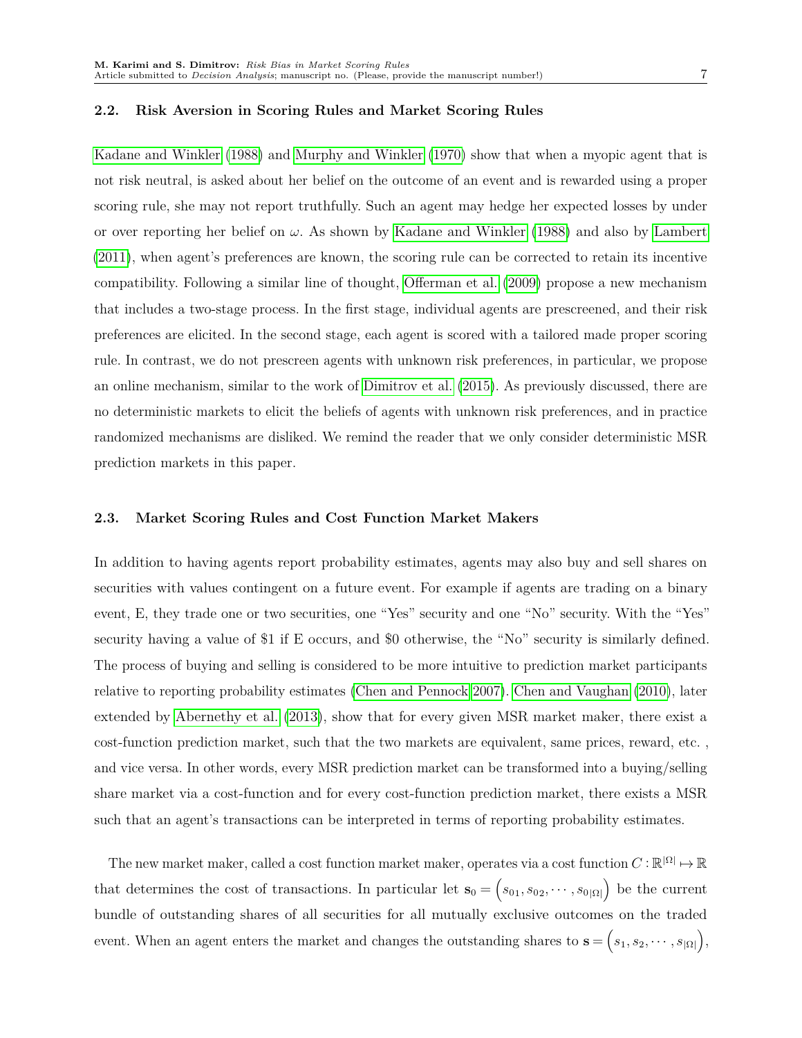### 2.2. Risk Aversion in Scoring Rules and Market Scoring Rules

Kadane and Winkler (1988) and Murphy and Winkler (1970) show that when a myopic agent that is not risk neutral, is asked about her belief on the outcome of an event and is rewarded using a proper scoring rule, she may not report truthfully. Such an agent may hedge her expected losses by under or over reporting her belief on $\omega$. As shown by Kadane and Winkler (1988) and also by Lambert (2011), when agent's preferences are known, the scoring rule can be corrected to retain its incentive compatibility. Following a similar line of thought, Offerman et al. (2009) propose a new mechanism that includes a two-stage process. In the first stage, individual agents are prescreened, and their risk preferences are elicited. In the second stage, each agent is scored with a tailored made proper scoring rule. In contrast, we do not prescreen agents with unknown risk preferences, in particular, we propose an online mechanism, similar to the work of Dimitrov et al. (2015). As previously discussed, there are no deterministic markets to elicit the beliefs of agents with unknown risk preferences, and in practice randomized mechanisms are disliked. We remind the reader that we only consider deterministic MSR prediction markets in this paper.

### 2.3. Market Scoring Rules and Cost Function Market Makers

In addition to having agents report probability estimates, agents may also buy and sell shares on securities with values contingent on a future event. For example if agents are trading on a binary event, E, they trade one or two securities, one "Yes" security and one "No" security. With the "Yes" security having a value of \$1 if E occurs, and \$0 otherwise, the "No" security is similarly defined. The process of buying and selling is considered to be more intuitive to prediction market participants relative to reporting probability estimates (Chen and Pennock 2007). Chen and Vaughan (2010), later extended by Abernethy et al. (2013), show that for every given MSR market maker, there exist a cost-function prediction market, such that the two markets are equivalent, same prices, reward, etc. , and vice versa. In other words, every MSR prediction market can be transformed into a buying/selling share market via a cost-function and for every cost-function prediction market, there exists a MSR such that an agent's transactions can be interpreted in terms of reporting probability estimates.

The new market maker, called a cost function market maker, operates via a cost function $C : \mathbb{R}^{|\Omega|} \mapsto \mathbb{R}$ that determines the cost of transactions. In particular let $\mathbf{s}_0 = \left(s_{01}, s_{02}, \cdots, s_{0|\Omega|}\right)$ be the current bundle of outstanding shares of all securities for all mutually exclusive outcomes on the traded event. When an agent enters the market and changes the outstanding shares to $\mathbf{s} = \left(s_1, s_2, \cdots, s_{|\Omega|}\right)$,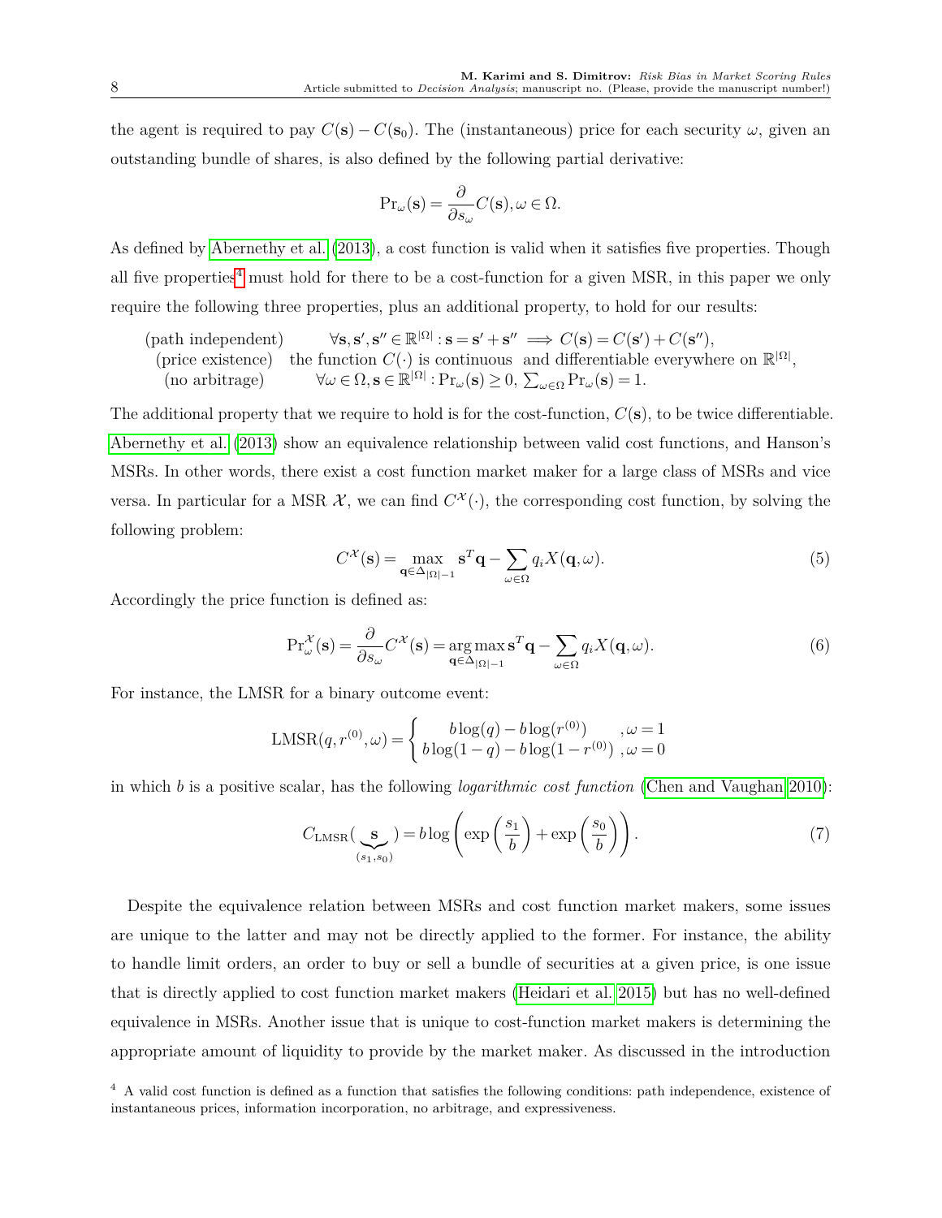the agent is required to pay $C(\mathbf{s}) - C(\mathbf{s}_0)$. The (instantaneous) price for each security $\omega$, given an outstanding bundle of shares, is also defined by the following partial derivative:

$$\Pr_\omega(\mathbf{s}) = \frac{\partial}{\partial s_\omega} C(\mathbf{s}), \omega \in \Omega.$$

As defined by Abernethy et al. (2013), a cost function is valid when it satisfies five properties. Though all five properties[4] must hold for there to be a cost-function for a given MSR, in this paper we only require the following three properties, plus an additional property, to hold for our results:

$$\begin{aligned}
&\text{(path independent)} \qquad \forall \mathbf{s}, \mathbf{s}', \mathbf{s}'' \in \mathbb{R}^{|\Omega|} : \mathbf{s} = \mathbf{s}' + \mathbf{s}'' \implies C(\mathbf{s}) = C(\mathbf{s}') + C(\mathbf{s}''),\\
&\text{(price existence)} \quad \text{the function } C(\cdot) \text{ is continuous and differentiable everywhere on } \mathbb{R}^{|\Omega|},\\
&\text{(no arbitrage)} \qquad \forall \omega \in \Omega, \mathbf{s} \in \mathbb{R}^{|\Omega|} : \Pr_\omega(\mathbf{s}) \geq 0, \textstyle\sum_{\omega \in \Omega} \Pr_\omega(\mathbf{s}) = 1.
\end{aligned}$$

The additional property that we require to hold is for the cost-function, $C(\mathbf{s})$, to be twice differentiable. Abernethy et al. (2013) show an equivalence relationship between valid cost functions, and Hanson's MSRs. In other words, there exist a cost function market maker for a large class of MSRs and vice versa. In particular for a MSR $\mathcal{X}$, we can find $C^{\mathcal{X}}(\cdot)$, the corresponding cost function, by solving the following problem:

$$C^{\mathcal{X}}(\mathbf{s}) = \max_{\mathbf{q} \in \Delta_{|\Omega|-1}} \mathbf{s}^T \mathbf{q} - \sum_{\omega \in \Omega} q_i X(\mathbf{q}, \omega). \tag{5}$$

Accordingly the price function is defined as:

$$\Pr^{\mathcal{X}}_\omega(\mathbf{s}) = \frac{\partial}{\partial s_\omega} C^{\mathcal{X}}(\mathbf{s}) = \underset{\mathbf{q} \in \Delta_{|\Omega|-1}}{\arg\max}\, \mathbf{s}^T \mathbf{q} - \sum_{\omega \in \Omega} q_i X(\mathbf{q}, \omega). \tag{6}$$

For instance, the LMSR for a binary outcome event:

$$\text{LMSR}(q, r^{(0)}, \omega) = \begin{cases} b\log(q) - b\log(r^{(0)}) & , \omega = 1 \\ b\log(1-q) - b\log(1-r^{(0)}) & , \omega = 0 \end{cases}$$

in which $b$ is a positive scalar, has the following *logarithmic cost function* (Chen and Vaughan 2010):

$$C_{\text{LMSR}}(\underbrace{\mathbf{s}}_{(s_1, s_0)}) = b\log\left(\exp\left(\frac{s_1}{b}\right) + \exp\left(\frac{s_0}{b}\right)\right). \tag{7}$$

Despite the equivalence relation between MSRs and cost function market makers, some issues are unique to the latter and may not be directly applied to the former. For instance, the ability to handle limit orders, an order to buy or sell a bundle of securities at a given price, is one issue that is directly applied to cost function market makers (Heidari et al. 2015) but has no well-defined equivalence in MSRs. Another issue that is unique to cost-function market makers is determining the appropriate amount of liquidity to provide by the market maker. As discussed in the introduction

[4] A valid cost function is defined as a function that satisfies the following conditions: path independence, existence of instantaneous prices, information incorporation, no arbitrage, and expressiveness.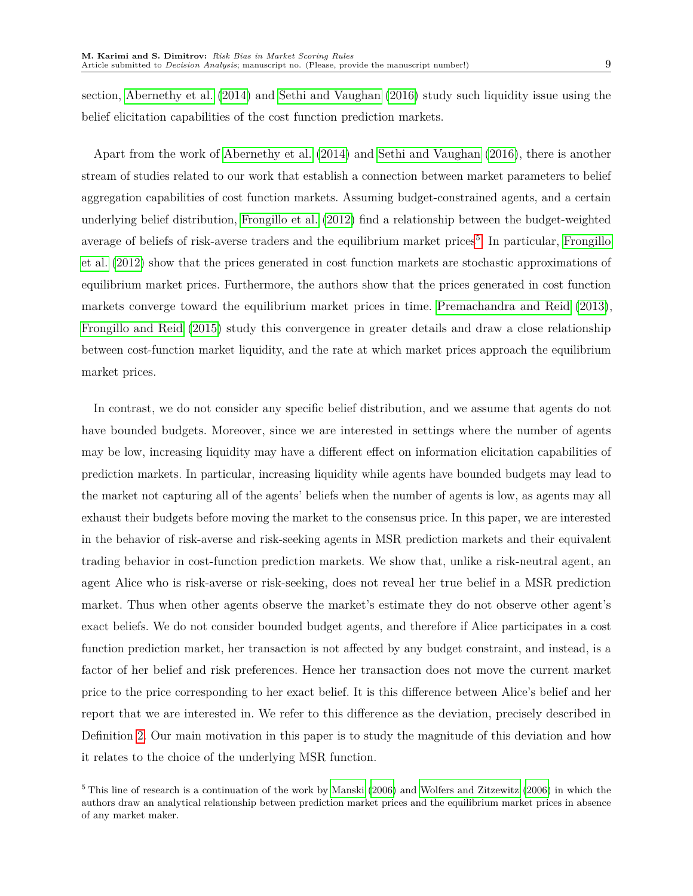section, Abernethy et al. (2014) and Sethi and Vaughan (2016) study such liquidity issue using the belief elicitation capabilities of the cost function prediction markets.

Apart from the work of Abernethy et al. (2014) and Sethi and Vaughan (2016), there is another stream of studies related to our work that establish a connection between market parameters to belief aggregation capabilities of cost function markets. Assuming budget-constrained agents, and a certain underlying belief distribution, Frongillo et al. (2012) find a relationship between the budget-weighted average of beliefs of risk-averse traders and the equilibrium market prices[5]. In particular, Frongillo et al. (2012) show that the prices generated in cost function markets are stochastic approximations of equilibrium market prices. Furthermore, the authors show that the prices generated in cost function markets converge toward the equilibrium market prices in time. Premachandra and Reid (2013), Frongillo and Reid (2015) study this convergence in greater details and draw a close relationship between cost-function market liquidity, and the rate at which market prices approach the equilibrium market prices.

In contrast, we do not consider any specific belief distribution, and we assume that agents do not have bounded budgets. Moreover, since we are interested in settings where the number of agents may be low, increasing liquidity may have a different effect on information elicitation capabilities of prediction markets. In particular, increasing liquidity while agents have bounded budgets may lead to the market not capturing all of the agents' beliefs when the number of agents is low, as agents may all exhaust their budgets before moving the market to the consensus price. In this paper, we are interested in the behavior of risk-averse and risk-seeking agents in MSR prediction markets and their equivalent trading behavior in cost-function prediction markets. We show that, unlike a risk-neutral agent, an agent Alice who is risk-averse or risk-seeking, does not reveal her true belief in a MSR prediction market. Thus when other agents observe the market's estimate they do not observe other agent's exact beliefs. We do not consider bounded budget agents, and therefore if Alice participates in a cost function prediction market, her transaction is not affected by any budget constraint, and instead, is a factor of her belief and risk preferences. Hence her transaction does not move the current market price to the price corresponding to her exact belief. It is this difference between Alice's belief and her report that we are interested in. We refer to this difference as the deviation, precisely described in Definition 2. Our main motivation in this paper is to study the magnitude of this deviation and how it relates to the choice of the underlying MSR function.

[5] This line of research is a continuation of the work by Manski (2006) and Wolfers and Zitzewitz (2006) in which the authors draw an analytical relationship between prediction market prices and the equilibrium market prices in absence of any market maker.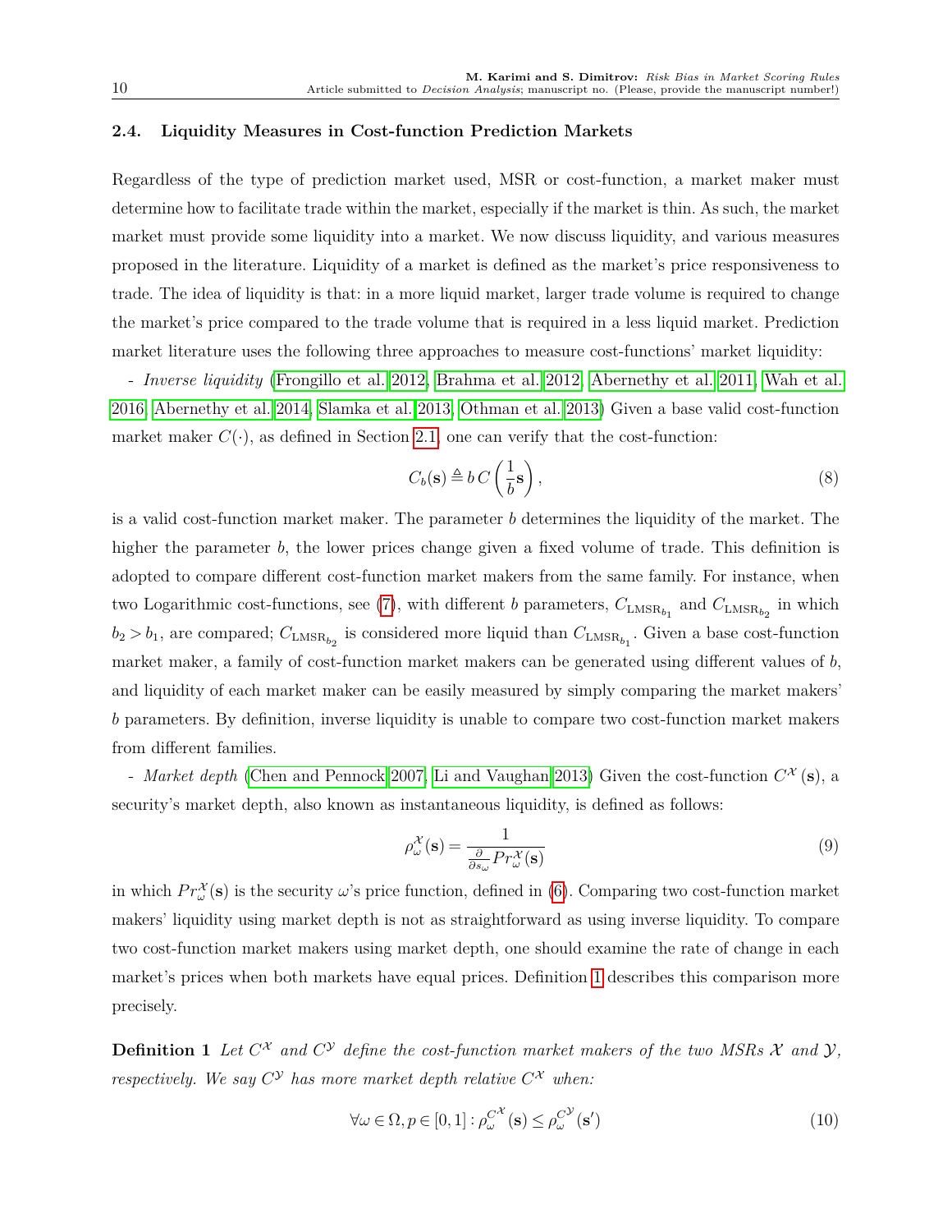### 2.4. Liquidity Measures in Cost-function Prediction Markets

Regardless of the type of prediction market used, MSR or cost-function, a market maker must determine how to facilitate trade within the market, especially if the market is thin. As such, the market market must provide some liquidity into a market. We now discuss liquidity, and various measures proposed in the literature. Liquidity of a market is defined as the market's price responsiveness to trade. The idea of liquidity is that: in a more liquid market, larger trade volume is required to change the market's price compared to the trade volume that is required in a less liquid market. Prediction market literature uses the following three approaches to measure cost-functions' market liquidity:

- *Inverse liquidity* (Frongillo et al. 2012, Brahma et al. 2012, Abernethy et al. 2011, Wah et al. 2016, Abernethy et al. 2014, Slamka et al. 2013, Othman et al. 2013) Given a base valid cost-function market maker $C(\cdot)$, as defined in Section 2.1, one can verify that the cost-function:

$$C_b(\mathbf{s}) \triangleq b\, C\left(\frac{1}{b}\mathbf{s}\right), \tag{8}$$

is a valid cost-function market maker. The parameter $b$ determines the liquidity of the market. The higher the parameter $b$, the lower prices change given a fixed volume of trade. This definition is adopted to compare different cost-function market makers from the same family. For instance, when two Logarithmic cost-functions, see (7), with different $b$ parameters, $C_{\text{LMSR}_{b_1}}$ and $C_{\text{LMSR}_{b_2}}$ in which $b_2 > b_1$, are compared; $C_{\text{LMSR}_{b_2}}$ is considered more liquid than $C_{\text{LMSR}_{b_1}}$. Given a base cost-function market maker, a family of cost-function market makers can be generated using different values of $b$, and liquidity of each market maker can be easily measured by simply comparing the market makers' $b$ parameters. By definition, inverse liquidity is unable to compare two cost-function market makers from different families.

- *Market depth* (Chen and Pennock 2007, Li and Vaughan 2013) Given the cost-function $C^{\mathcal{X}}(\mathbf{s})$, a security's market depth, also known as instantaneous liquidity, is defined as follows:

$$\rho_\omega^{\mathcal{X}}(\mathbf{s}) = \frac{1}{\frac{\partial}{\partial s_\omega} Pr_\omega^{\mathcal{X}}(\mathbf{s})} \tag{9}$$

in which $Pr_\omega^{\mathcal{X}}(\mathbf{s})$ is the security $\omega$'s price function, defined in (6). Comparing two cost-function market makers' liquidity using market depth is not as straightforward as using inverse liquidity. To compare two cost-function market makers using market depth, one should examine the rate of change in each market's prices when both markets have equal prices. Definition 1 describes this comparison more precisely.

**Definition 1** *Let $C^{\mathcal{X}}$ and $C^{\mathcal{Y}}$ define the cost-function market makers of the two MSRs $\mathcal{X}$ and $\mathcal{Y}$, respectively. We say $C^{\mathcal{Y}}$ has more market depth relative $C^{\mathcal{X}}$ when:*

$$\forall \omega \in \Omega, p \in [0,1] : \rho_\omega^{C^{\mathcal{X}}}(\mathbf{s}) \leq \rho_\omega^{C^{\mathcal{Y}}}(\mathbf{s}') \tag{10}$$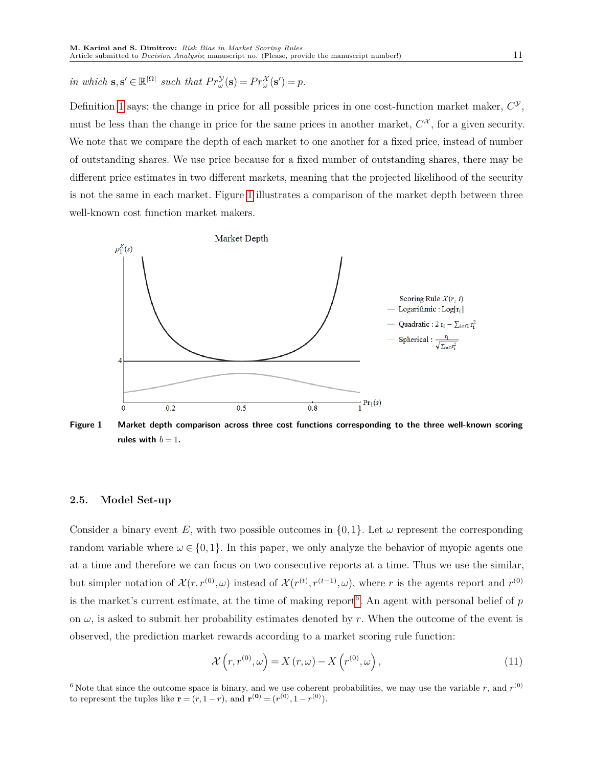in which $\mathbf{s}, \mathbf{s}' \in \mathbb{R}^{|\Omega|}$ such that $Pr^{\mathcal{Y}}_{\omega}(\mathbf{s}) = Pr^{\mathcal{X}}_{\omega}(\mathbf{s}') = p$.

Definition 1 says: the change in price for all possible prices in one cost-function market maker, $C^{\mathcal{Y}}$, must be less than the change in price for the same prices in another market, $C^{\mathcal{X}}$, for a given security. We note that we compare the depth of each market to one another for a fixed price, instead of number of outstanding shares. We use price because for a fixed number of outstanding shares, there may be different price estimates in two different markets, meaning that the projected likelihood of the security is not the same in each market. Figure 1 illustrates a comparison of the market depth between three well-known cost function market makers.

**Figure 1** Market depth comparison across three cost functions corresponding to the three well-known scoring rules with $b = 1$.

## 2.5. Model Set-up

Consider a binary event $E$, with two possible outcomes in $\{0, 1\}$. Let $\omega$ represent the corresponding random variable where $\omega \in \{0, 1\}$. In this paper, we only analyze the behavior of myopic agents one at a time and therefore we can focus on two consecutive reports at a time. Thus we use the similar, but simpler notation of $\mathcal{X}(r, r^{(0)}, \omega)$ instead of $\mathcal{X}(r^{(t)}, r^{(t-1)}, \omega)$, where $r$ is the agents report and $r^{(0)}$ is the market's current estimate, at the time of making report[6]. An agent with personal belief of $p$ on $\omega$, is asked to submit her probability estimates denoted by $r$. When the outcome of the event is observed, the prediction market rewards according to a market scoring rule function:

$$\mathcal{X}\left(r, r^{(0)}, \omega\right) = X\left(r, \omega\right) - X\left(r^{(0)}, \omega\right), \tag{11}$$

[6] Note that since the outcome space is binary, and we use coherent probabilities, we may use the variable $r$, and $r^{(0)}$ to represent the tuples like $\mathbf{r} = (r, 1-r)$, and $\mathbf{r^{(0)}} = (r^{(0)}, 1-r^{(0)})$.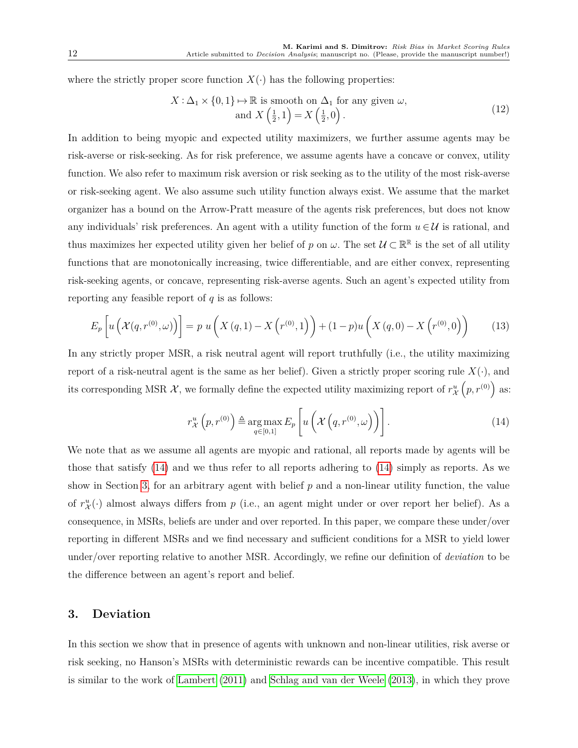where the strictly proper score function $X(\cdot)$ has the following properties:

$$
\begin{aligned}
X : \Delta_1 \times \{0,1\} \mapsto \mathbb{R} \text{ is smooth on } \Delta_1 \text{ for any given } \omega, \\
\text{and } X\left(\tfrac{1}{2}, 1\right) = X\left(\tfrac{1}{2}, 0\right).
\end{aligned}
\tag{12}
$$

In addition to being myopic and expected utility maximizers, we further assume agents may be risk-averse or risk-seeking. As for risk preference, we assume agents have a concave or convex, utility function. We also refer to maximum risk aversion or risk seeking as to the utility of the most risk-averse or risk-seeking agent. We also assume such utility function always exist. We assume that the market organizer has a bound on the Arrow-Pratt measure of the agents risk preferences, but does not know any individuals' risk preferences. An agent with a utility function of the form $u \in \mathcal{U}$ is rational, and thus maximizes her expected utility given her belief of $p$ on $\omega$. The set $\mathcal{U} \subset \mathbb{R}^{\mathbb{R}}$ is the set of all utility functions that are monotonically increasing, twice differentiable, and are either convex, representing risk-seeking agents, or concave, representing risk-averse agents. Such an agent's expected utility from reporting any feasible report of $q$ is as follows:

$$
E_p\left[u\left(\mathcal{X}(q, r^{(0)}, \omega)\right)\right] = p\; u\left(X(q,1) - X\left(r^{(0)}, 1\right)\right) + (1-p) u\left(X(q,0) - X\left(r^{(0)}, 0\right)\right) \tag{13}
$$

In any strictly proper MSR, a risk neutral agent will report truthfully (i.e., the utility maximizing report of a risk-neutral agent is the same as her belief). Given a strictly proper scoring rule $X(\cdot)$, and its corresponding MSR $\mathcal{X}$, we formally define the expected utility maximizing report of $r^u_{\mathcal{X}}\left(p, r^{(0)}\right)$ as:

$$
r^u_{\mathcal{X}}\left(p, r^{(0)}\right) \triangleq \underset{q \in [0,1]}{\arg\max}\, E_p\left[u\left(\mathcal{X}\left(q, r^{(0)}, \omega\right)\right)\right]. \tag{14}
$$

We note that as we assume all agents are myopic and rational, all reports made by agents will be those that satisfy (14) and we thus refer to all reports adhering to (14) simply as reports. As we show in Section 3, for an arbitrary agent with belief $p$ and a non-linear utility function, the value of $r^u_{\mathcal{X}}(\cdot)$ almost always differs from $p$ (i.e., an agent might under or over report her belief). As a consequence, in MSRs, beliefs are under and over reported. In this paper, we compare these under/over reporting in different MSRs and we find necessary and sufficient conditions for a MSR to yield lower under/over reporting relative to another MSR. Accordingly, we refine our definition of *deviation* to be the difference between an agent's report and belief.

## 3. Deviation

In this section we show that in presence of agents with unknown and non-linear utilities, risk averse or risk seeking, no Hanson's MSRs with deterministic rewards can be incentive compatible. This result is similar to the work of Lambert (2011) and Schlag and van der Weele (2013), in which they prove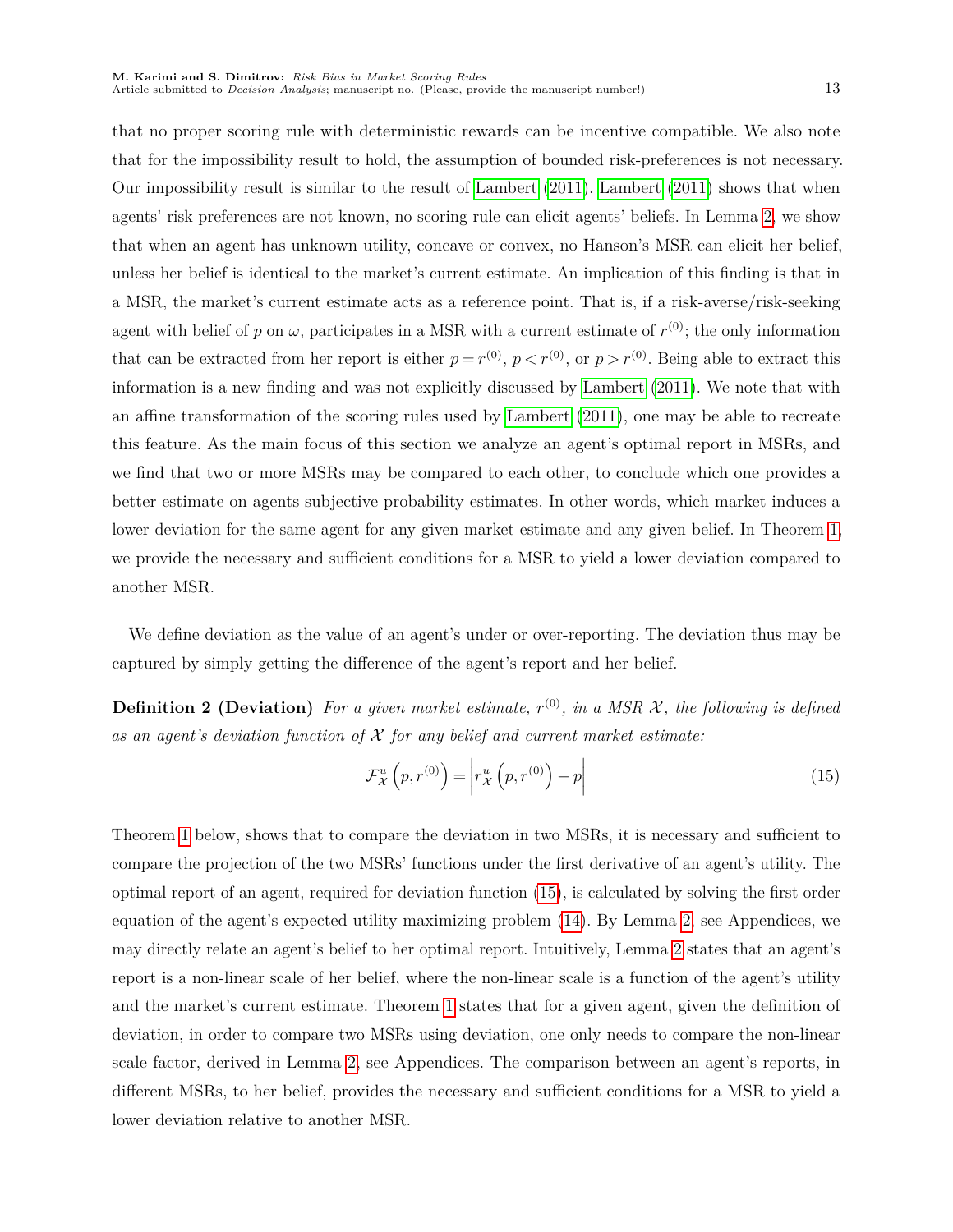that no proper scoring rule with deterministic rewards can be incentive compatible. We also note that for the impossibility result to hold, the assumption of bounded risk-preferences is not necessary. Our impossibility result is similar to the result of Lambert (2011). Lambert (2011) shows that when agents' risk preferences are not known, no scoring rule can elicit agents' beliefs. In Lemma 2, we show that when an agent has unknown utility, concave or convex, no Hanson's MSR can elicit her belief, unless her belief is identical to the market's current estimate. An implication of this finding is that in a MSR, the market's current estimate acts as a reference point. That is, if a risk-averse/risk-seeking agent with belief of $p$ on $\omega$, participates in a MSR with a current estimate of $r^{(0)}$; the only information that can be extracted from her report is either $p = r^{(0)}$, $p < r^{(0)}$, or $p > r^{(0)}$. Being able to extract this information is a new finding and was not explicitly discussed by Lambert (2011). We note that with an affine transformation of the scoring rules used by Lambert (2011), one may be able to recreate this feature. As the main focus of this section we analyze an agent's optimal report in MSRs, and we find that two or more MSRs may be compared to each other, to conclude which one provides a better estimate on agents subjective probability estimates. In other words, which market induces a lower deviation for the same agent for any given market estimate and any given belief. In Theorem 1, we provide the necessary and sufficient conditions for a MSR to yield a lower deviation compared to another MSR.

We define deviation as the value of an agent's under or over-reporting. The deviation thus may be captured by simply getting the difference of the agent's report and her belief.

**Definition 2 (Deviation)** *For a given market estimate, $r^{(0)}$, in a MSR $\mathcal{X}$, the following is defined as an agent's deviation function of $\mathcal{X}$ for any belief and current market estimate:*

$$\mathcal{F}^u_{\mathcal{X}}\left(p, r^{(0)}\right) = \left| r^u_{\mathcal{X}}\left(p, r^{(0)}\right) - p \right| \tag{15}$$

Theorem 1 below, shows that to compare the deviation in two MSRs, it is necessary and sufficient to compare the projection of the two MSRs' functions under the first derivative of an agent's utility. The optimal report of an agent, required for deviation function (15), is calculated by solving the first order equation of the agent's expected utility maximizing problem (14). By Lemma 2, see Appendices, we may directly relate an agent's belief to her optimal report. Intuitively, Lemma 2 states that an agent's report is a non-linear scale of her belief, where the non-linear scale is a function of the agent's utility and the market's current estimate. Theorem 1 states that for a given agent, given the definition of deviation, in order to compare two MSRs using deviation, one only needs to compare the non-linear scale factor, derived in Lemma 2, see Appendices. The comparison between an agent's reports, in different MSRs, to her belief, provides the necessary and sufficient conditions for a MSR to yield a lower deviation relative to another MSR.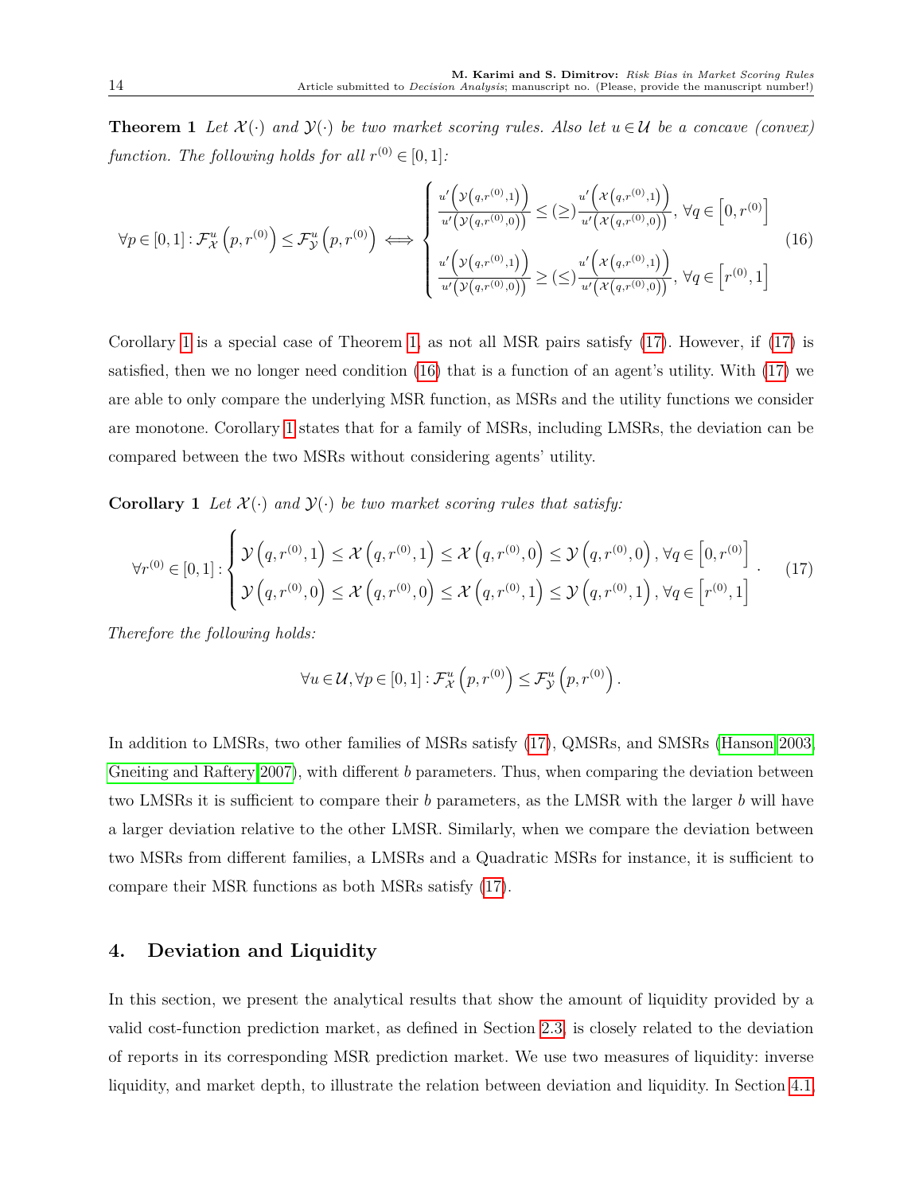**Theorem 1** *Let $\mathcal{X}(\cdot)$ and $\mathcal{Y}(\cdot)$ be two market scoring rules. Also let $u \in \mathcal{U}$ be a concave (convex) function. The following holds for all $r^{(0)} \in [0,1]$:*

$$
\forall p \in [0,1] : \mathcal{F}^u_{\mathcal{X}}\left(p, r^{(0)}\right) \leq \mathcal{F}^u_{\mathcal{Y}}\left(p, r^{(0)}\right) \iff \begin{cases} \dfrac{u'\left(\mathcal{Y}\left(q,r^{(0)},1\right)\right)}{u'\left(\mathcal{Y}\left(q,r^{(0)},0\right)\right)} \leq (\geq) \dfrac{u'\left(\mathcal{X}\left(q,r^{(0)},1\right)\right)}{u'\left(\mathcal{X}\left(q,r^{(0)},0\right)\right)}, \ \forall q \in \left[0, r^{(0)}\right] \\ \dfrac{u'\left(\mathcal{Y}\left(q,r^{(0)},1\right)\right)}{u'\left(\mathcal{Y}\left(q,r^{(0)},0\right)\right)} \geq (\leq) \dfrac{u'\left(\mathcal{X}\left(q,r^{(0)},1\right)\right)}{u'\left(\mathcal{X}\left(q,r^{(0)},0\right)\right)}, \ \forall q \in \left[r^{(0)}, 1\right] \end{cases} \tag{16}
$$

Corollary 1 is a special case of Theorem 1, as not all MSR pairs satisfy (17). However, if (17) is satisfied, then we no longer need condition (16) that is a function of an agent's utility. With (17) we are able to only compare the underlying MSR function, as MSRs and the utility functions we consider are monotone. Corollary 1 states that for a family of MSRs, including LMSRs, the deviation can be compared between the two MSRs without considering agents' utility.

**Corollary 1** *Let $\mathcal{X}(\cdot)$ and $\mathcal{Y}(\cdot)$ be two market scoring rules that satisfy:*

$$
\forall r^{(0)} \in [0,1] : \begin{cases} \mathcal{Y}\left(q, r^{(0)}, 1\right) \leq \mathcal{X}\left(q, r^{(0)}, 1\right) \leq \mathcal{X}\left(q, r^{(0)}, 0\right) \leq \mathcal{Y}\left(q, r^{(0)}, 0\right), \forall q \in \left[0, r^{(0)}\right] \\ \mathcal{Y}\left(q, r^{(0)}, 0\right) \leq \mathcal{X}\left(q, r^{(0)}, 0\right) \leq \mathcal{X}\left(q, r^{(0)}, 1\right) \leq \mathcal{Y}\left(q, r^{(0)}, 1\right), \forall q \in \left[r^{(0)}, 1\right] \end{cases}. \tag{17}
$$

*Therefore the following holds:*

$$
\forall u \in \mathcal{U}, \forall p \in [0,1] : \mathcal{F}^u_{\mathcal{X}}\left(p, r^{(0)}\right) \leq \mathcal{F}^u_{\mathcal{Y}}\left(p, r^{(0)}\right).
$$

In addition to LMSRs, two other families of MSRs satisfy (17), QMSRs, and SMSRs (Hanson 2003, Gneiting and Raftery 2007), with different $b$ parameters. Thus, when comparing the deviation between two LMSRs it is sufficient to compare their $b$ parameters, as the LMSR with the larger $b$ will have a larger deviation relative to the other LMSR. Similarly, when we compare the deviation between two MSRs from different families, a LMSRs and a Quadratic MSRs for instance, it is sufficient to compare their MSR functions as both MSRs satisfy (17).

## 4. Deviation and Liquidity

In this section, we present the analytical results that show the amount of liquidity provided by a valid cost-function prediction market, as defined in Section 2.3, is closely related to the deviation of reports in its corresponding MSR prediction market. We use two measures of liquidity: inverse liquidity, and market depth, to illustrate the relation between deviation and liquidity. In Section 4.1,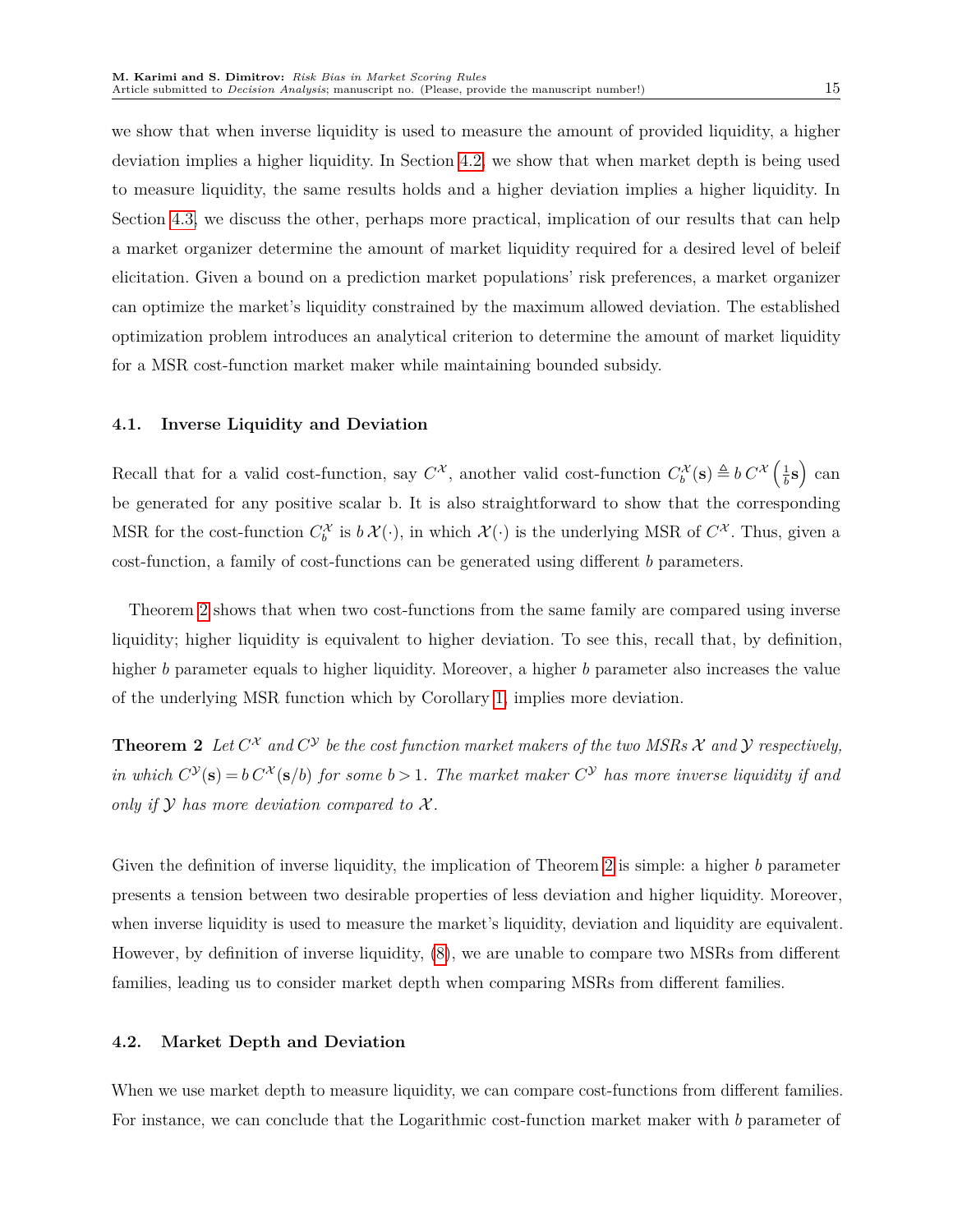we show that when inverse liquidity is used to measure the amount of provided liquidity, a higher deviation implies a higher liquidity. In Section 4.2, we show that when market depth is being used to measure liquidity, the same results holds and a higher deviation implies a higher liquidity. In Section 4.3, we discuss the other, perhaps more practical, implication of our results that can help a market organizer determine the amount of market liquidity required for a desired level of beleif elicitation. Given a bound on a prediction market populations' risk preferences, a market organizer can optimize the market's liquidity constrained by the maximum allowed deviation. The established optimization problem introduces an analytical criterion to determine the amount of market liquidity for a MSR cost-function market maker while maintaining bounded subsidy.

### 4.1. Inverse Liquidity and Deviation

Recall that for a valid cost-function, say $C^{\mathcal{X}}$, another valid cost-function $C_b^{\mathcal{X}}(\mathbf{s}) \triangleq b\, C^{\mathcal{X}}\left(\frac{1}{b}\mathbf{s}\right)$ can be generated for any positive scalar b. It is also straightforward to show that the corresponding MSR for the cost-function $C_b^{\mathcal{X}}$ is $b\,\mathcal{X}(\cdot)$, in which $\mathcal{X}(\cdot)$ is the underlying MSR of $C^{\mathcal{X}}$. Thus, given a cost-function, a family of cost-functions can be generated using different $b$ parameters.

Theorem 2 shows that when two cost-functions from the same family are compared using inverse liquidity; higher liquidity is equivalent to higher deviation. To see this, recall that, by definition, higher $b$ parameter equals to higher liquidity. Moreover, a higher $b$ parameter also increases the value of the underlying MSR function which by Corollary 1, implies more deviation.

**Theorem 2** *Let $C^{\mathcal{X}}$ and $C^{\mathcal{Y}}$ be the cost function market makers of the two MSRs $\mathcal{X}$ and $\mathcal{Y}$ respectively, in which $C^{\mathcal{Y}}(\mathbf{s}) = b\, C^{\mathcal{X}}(\mathbf{s}/b)$ for some $b > 1$. The market maker $C^{\mathcal{Y}}$ has more inverse liquidity if and only if $\mathcal{Y}$ has more deviation compared to $\mathcal{X}$.*

Given the definition of inverse liquidity, the implication of Theorem 2 is simple: a higher $b$ parameter presents a tension between two desirable properties of less deviation and higher liquidity. Moreover, when inverse liquidity is used to measure the market's liquidity, deviation and liquidity are equivalent. However, by definition of inverse liquidity, (8), we are unable to compare two MSRs from different families, leading us to consider market depth when comparing MSRs from different families.

### 4.2. Market Depth and Deviation

When we use market depth to measure liquidity, we can compare cost-functions from different families. For instance, we can conclude that the Logarithmic cost-function market maker with $b$ parameter of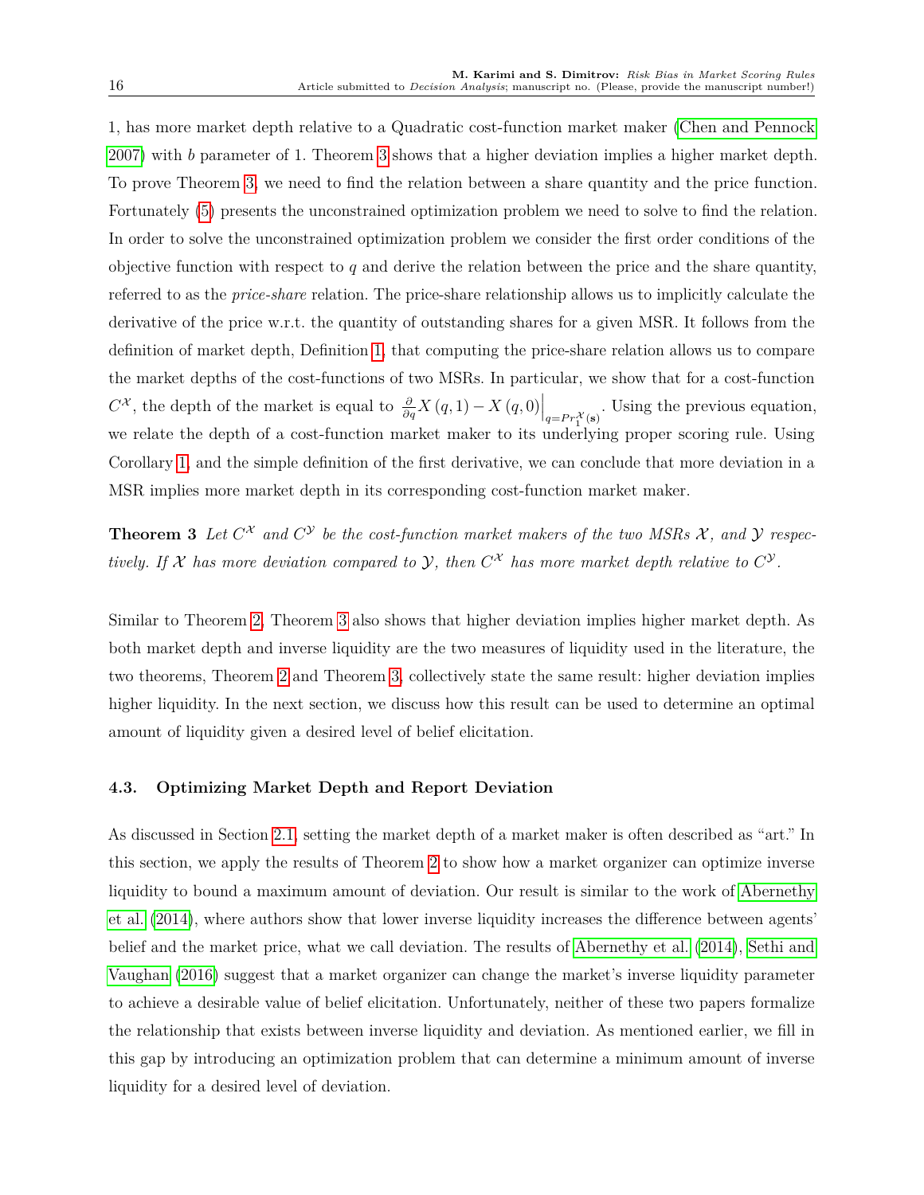1, has more market depth relative to a Quadratic cost-function market maker (Chen and Pennock 2007) with $b$ parameter of 1. Theorem 3 shows that a higher deviation implies a higher market depth. To prove Theorem 3, we need to find the relation between a share quantity and the price function. Fortunately (5) presents the unconstrained optimization problem we need to solve to find the relation. In order to solve the unconstrained optimization problem we consider the first order conditions of the objective function with respect to $q$ and derive the relation between the price and the share quantity, referred to as the *price-share* relation. The price-share relationship allows us to implicitly calculate the derivative of the price w.r.t. the quantity of outstanding shares for a given MSR. It follows from the definition of market depth, Definition 1, that computing the price-share relation allows us to compare the market depths of the cost-functions of two MSRs. In particular, we show that for a cost-function $C^{\mathcal{X}}$, the depth of the market is equal to $\frac{\partial}{\partial q} X(q,1) - X(q,0)\Big|_{q=Pr_1^{\mathcal{X}}(\mathbf{s})}$. Using the previous equation, we relate the depth of a cost-function market maker to its underlying proper scoring rule. Using Corollary 1, and the simple definition of the first derivative, we can conclude that more deviation in a MSR implies more market depth in its corresponding cost-function market maker.

**Theorem 3** *Let $C^{\mathcal{X}}$ and $C^{\mathcal{Y}}$ be the cost-function market makers of the two MSRs $\mathcal{X}$, and $\mathcal{Y}$ respectively. If $\mathcal{X}$ has more deviation compared to $\mathcal{Y}$, then $C^{\mathcal{X}}$ has more market depth relative to $C^{\mathcal{Y}}$.*

Similar to Theorem 2, Theorem 3 also shows that higher deviation implies higher market depth. As both market depth and inverse liquidity are the two measures of liquidity used in the literature, the two theorems, Theorem 2 and Theorem 3, collectively state the same result: higher deviation implies higher liquidity. In the next section, we discuss how this result can be used to determine an optimal amount of liquidity given a desired level of belief elicitation.

### 4.3. Optimizing Market Depth and Report Deviation

As discussed in Section 2.1, setting the market depth of a market maker is often described as "art." In this section, we apply the results of Theorem 2 to show how a market organizer can optimize inverse liquidity to bound a maximum amount of deviation. Our result is similar to the work of Abernethy et al. (2014), where authors show that lower inverse liquidity increases the difference between agents' belief and the market price, what we call deviation. The results of Abernethy et al. (2014), Sethi and Vaughan (2016) suggest that a market organizer can change the market's inverse liquidity parameter to achieve a desirable value of belief elicitation. Unfortunately, neither of these two papers formalize the relationship that exists between inverse liquidity and deviation. As mentioned earlier, we fill in this gap by introducing an optimization problem that can determine a minimum amount of inverse liquidity for a desired level of deviation.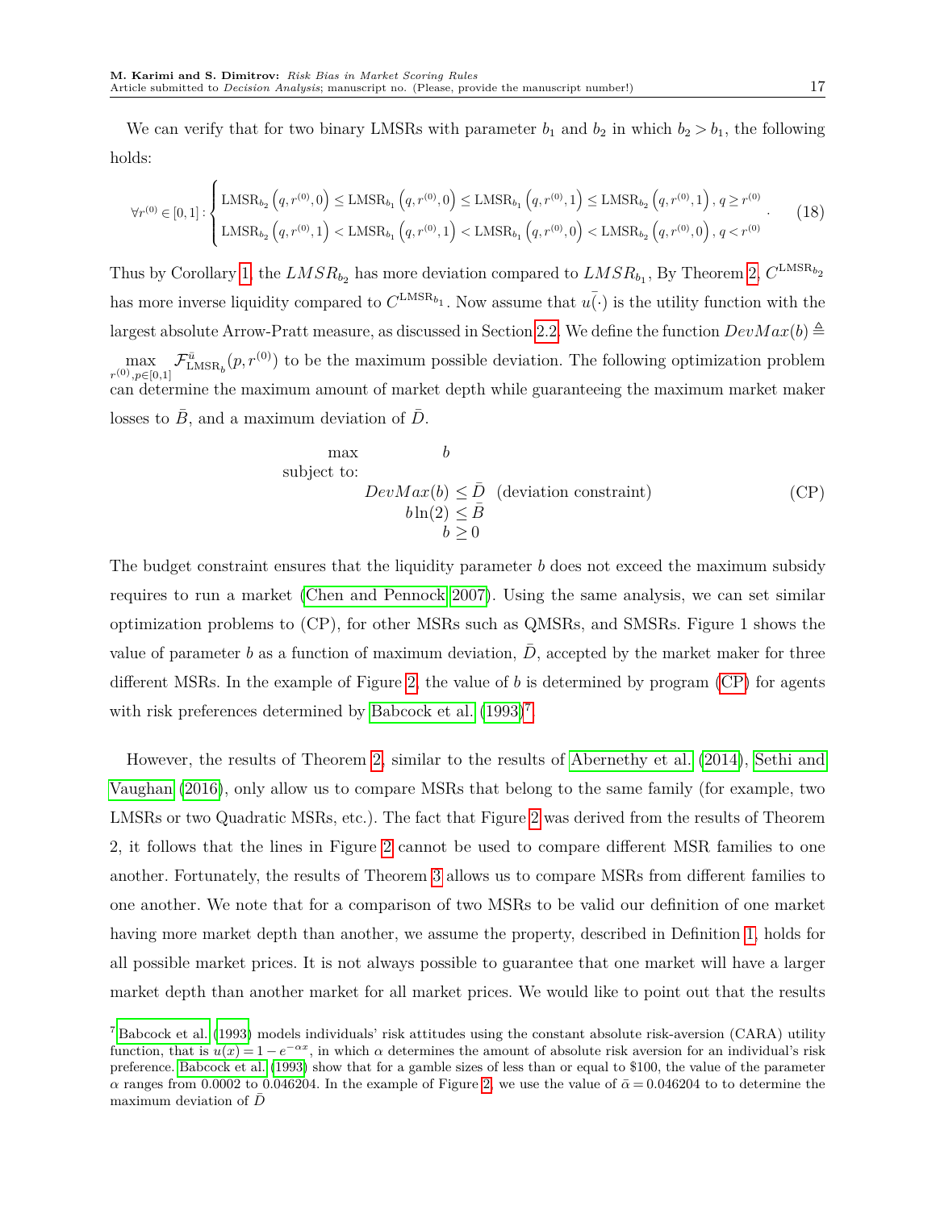We can verify that for two binary LMSRs with parameter $b_1$ and $b_2$ in which $b_2 > b_1$, the following holds:

$$\forall r^{(0)} \in [0,1] : \begin{cases} \mathrm{LMSR}_{b_2}\left(q, r^{(0)}, 0\right) \leq \mathrm{LMSR}_{b_1}\left(q, r^{(0)}, 0\right) \leq \mathrm{LMSR}_{b_1}\left(q, r^{(0)}, 1\right) \leq \mathrm{LMSR}_{b_2}\left(q, r^{(0)}, 1\right), q \geq r^{(0)} \\ \mathrm{LMSR}_{b_2}\left(q, r^{(0)}, 1\right) < \mathrm{LMSR}_{b_1}\left(q, r^{(0)}, 1\right) < \mathrm{LMSR}_{b_1}\left(q, r^{(0)}, 0\right) < \mathrm{LMSR}_{b_2}\left(q, r^{(0)}, 0\right), q < r^{(0)} \end{cases}. \tag{18}$$

Thus by Corollary 1, the $LMSR_{b_2}$ has more deviation compared to $LMSR_{b_1}$, By Theorem 2, $C^{\mathrm{LMSR}_{b_2}}$ has more inverse liquidity compared to $C^{\mathrm{LMSR}_{b_1}}$. Now assume that $\bar{u(\cdot)}$ is the utility function with the largest absolute Arrow-Pratt measure, as discussed in Section 2.2. We define the function $DevMax(b) \triangleq \max_{r^{(0)}, p \in [0,1]} \mathcal{F}^{\bar{u}}_{\mathrm{LMSR}_b}(p, r^{(0)})$ to be the maximum possible deviation. The following optimization problem can determine the maximum amount of market depth while guaranteeing the maximum market maker losses to $\bar{B}$, and a maximum deviation of $\bar{D}$.

$$\begin{aligned} \max \quad & b \\ \text{subject to:} \quad & \\ & DevMax(b) \leq \bar{D} \quad \text{(deviation constraint)} \\ & b\ln(2) \leq \bar{B} \\ & b \geq 0 \end{aligned} \tag{CP}$$

The budget constraint ensures that the liquidity parameter $b$ does not exceed the maximum subsidy requires to run a market (Chen and Pennock 2007). Using the same analysis, we can set similar optimization problems to (CP), for other MSRs such as QMSRs, and SMSRs. Figure 1 shows the value of parameter $b$ as a function of maximum deviation, $\bar{D}$, accepted by the market maker for three different MSRs. In the example of Figure 2, the value of $b$ is determined by program (CP) for agents with risk preferences determined by Babcock et al. (1993)[7].

However, the results of Theorem 2, similar to the results of Abernethy et al. (2014), Sethi and Vaughan (2016), only allow us to compare MSRs that belong to the same family (for example, two LMSRs or two Quadratic MSRs, etc.). The fact that Figure 2 was derived from the results of Theorem 2, it follows that the lines in Figure 2 cannot be used to compare different MSR families to one another. Fortunately, the results of Theorem 3 allows us to compare MSRs from different families to one another. We note that for a comparison of two MSRs to be valid our definition of one market having more market depth than another, we assume the property, described in Definition 1, holds for all possible market prices. It is not always possible to guarantee that one market will have a larger market depth than another market for all market prices. We would like to point out that the results

[7] Babcock et al. (1993) models individuals' risk attitudes using the constant absolute risk-aversion (CARA) utility function, that is $u(x) = 1 - e^{-\alpha x}$, in which $\alpha$ determines the amount of absolute risk aversion for an individual's risk preference. Babcock et al. (1993) show that for a gamble sizes of less than or equal to \$100, the value of the parameter $\alpha$ ranges from 0.0002 to 0.046204. In the example of Figure 2, we use the value of $\bar{\alpha} = 0.046204$ to to determine the maximum deviation of $\bar{D}$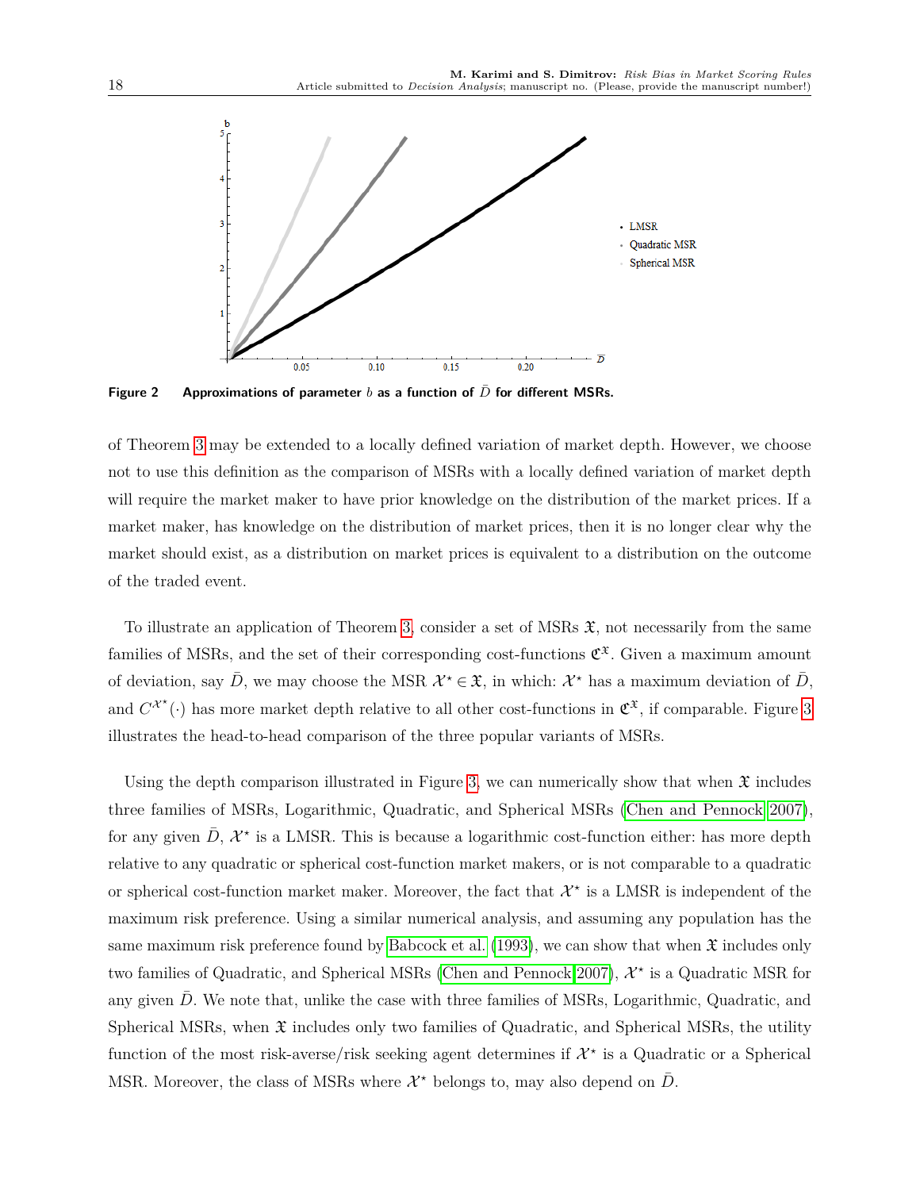Figure 2   Approximations of parameter $b$ as a function of $\bar{D}$ for different MSRs.

of Theorem 3 may be extended to a locally defined variation of market depth. However, we choose not to use this definition as the comparison of MSRs with a locally defined variation of market depth will require the market maker to have prior knowledge on the distribution of the market prices. If a market maker, has knowledge on the distribution of market prices, then it is no longer clear why the market should exist, as a distribution on market prices is equivalent to a distribution on the outcome of the traded event.

To illustrate an application of Theorem 3, consider a set of MSRs $\mathfrak{X}$, not necessarily from the same families of MSRs, and the set of their corresponding cost-functions $\mathfrak{C}^{\mathfrak{X}}$. Given a maximum amount of deviation, say $\bar{D}$, we may choose the MSR $\mathcal{X}^\star \in \mathfrak{X}$, in which: $\mathcal{X}^\star$ has a maximum deviation of $\bar{D}$, and $C^{\mathcal{X}^\star}(\cdot)$ has more market depth relative to all other cost-functions in $\mathfrak{C}^{\mathfrak{X}}$, if comparable. Figure 3 illustrates the head-to-head comparison of the three popular variants of MSRs.

Using the depth comparison illustrated in Figure 3, we can numerically show that when $\mathfrak{X}$ includes three families of MSRs, Logarithmic, Quadratic, and Spherical MSRs (Chen and Pennock 2007), for any given $\bar{D}$, $\mathcal{X}^\star$ is a LMSR. This is because a logarithmic cost-function either: has more depth relative to any quadratic or spherical cost-function market makers, or is not comparable to a quadratic or spherical cost-function market maker. Moreover, the fact that $\mathcal{X}^\star$ is a LMSR is independent of the maximum risk preference. Using a similar numerical analysis, and assuming any population has the same maximum risk preference found by Babcock et al. (1993), we can show that when $\mathfrak{X}$ includes only two families of Quadratic, and Spherical MSRs (Chen and Pennock 2007), $\mathcal{X}^\star$ is a Quadratic MSR for any given $\bar{D}$. We note that, unlike the case with three families of MSRs, Logarithmic, Quadratic, and Spherical MSRs, when $\mathfrak{X}$ includes only two families of Quadratic, and Spherical MSRs, the utility function of the most risk-averse/risk seeking agent determines if $\mathcal{X}^\star$ is a Quadratic or a Spherical MSR. Moreover, the class of MSRs where $\mathcal{X}^\star$ belongs to, may also depend on $\bar{D}$.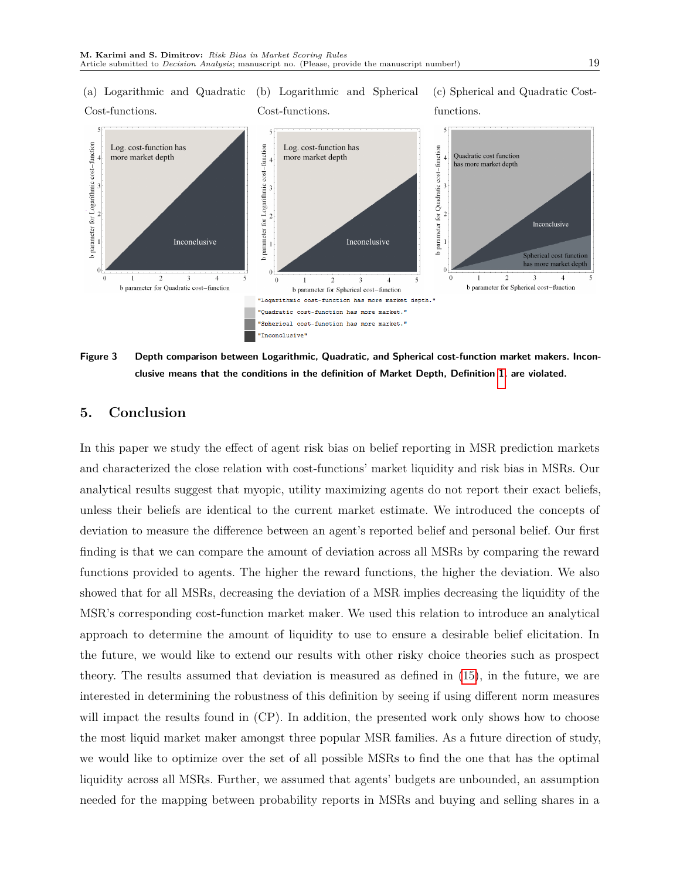(a) Logarithmic and Quadratic Cost-functions.

(b) Logarithmic and Spherical Cost-functions.

(c) Spherical and Quadratic Cost-functions.

**Figure 3** **Depth comparison between Logarithmic, Quadratic, and Spherical cost-function market makers. Inconclusive means that the conditions in the definition of Market Depth, Definition 1, are violated.**

## 5. Conclusion

In this paper we study the effect of agent risk bias on belief reporting in MSR prediction markets and characterized the close relation with cost-functions' market liquidity and risk bias in MSRs. Our analytical results suggest that myopic, utility maximizing agents do not report their exact beliefs, unless their beliefs are identical to the current market estimate. We introduced the concepts of deviation to measure the difference between an agent's reported belief and personal belief. Our first finding is that we can compare the amount of deviation across all MSRs by comparing the reward functions provided to agents. The higher the reward functions, the higher the deviation. We also showed that for all MSRs, decreasing the deviation of a MSR implies decreasing the liquidity of the MSR's corresponding cost-function market maker. We used this relation to introduce an analytical approach to determine the amount of liquidity to use to ensure a desirable belief elicitation. In the future, we would like to extend our results with other risky choice theories such as prospect theory. The results assumed that deviation is measured as defined in (15), in the future, we are interested in determining the robustness of this definition by seeing if using different norm measures will impact the results found in (CP). In addition, the presented work only shows how to choose the most liquid market maker amongst three popular MSR families. As a future direction of study, we would like to optimize over the set of all possible MSRs to find the one that has the optimal liquidity across all MSRs. Further, we assumed that agents' budgets are unbounded, an assumption needed for the mapping between probability reports in MSRs and buying and selling shares in a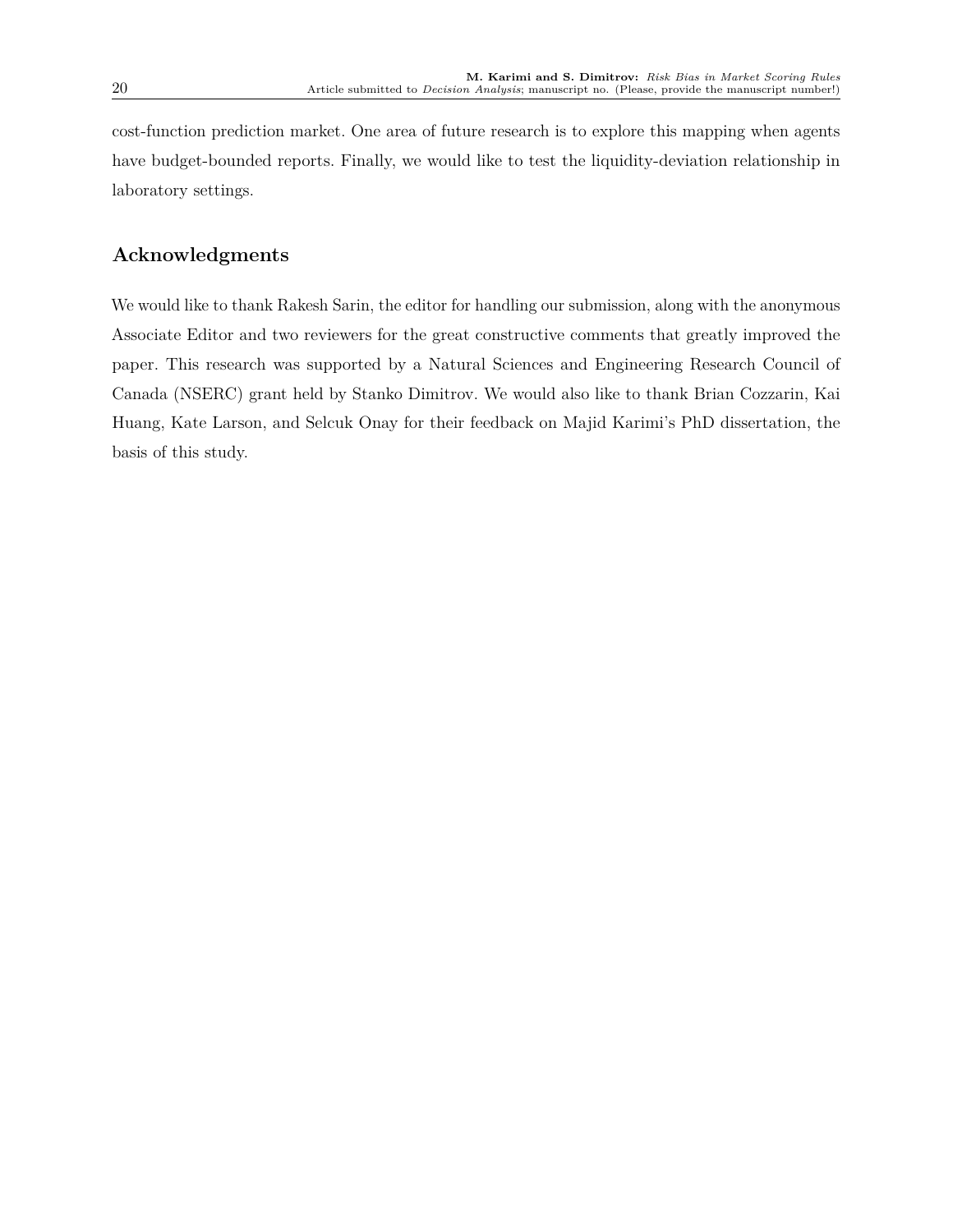cost-function prediction market. One area of future research is to explore this mapping when agents have budget-bounded reports. Finally, we would like to test the liquidity-deviation relationship in laboratory settings.

## Acknowledgments

We would like to thank Rakesh Sarin, the editor for handling our submission, along with the anonymous Associate Editor and two reviewers for the great constructive comments that greatly improved the paper. This research was supported by a Natural Sciences and Engineering Research Council of Canada (NSERC) grant held by Stanko Dimitrov. We would also like to thank Brian Cozzarin, Kai Huang, Kate Larson, and Selcuk Onay for their feedback on Majid Karimi's PhD dissertation, the basis of this study.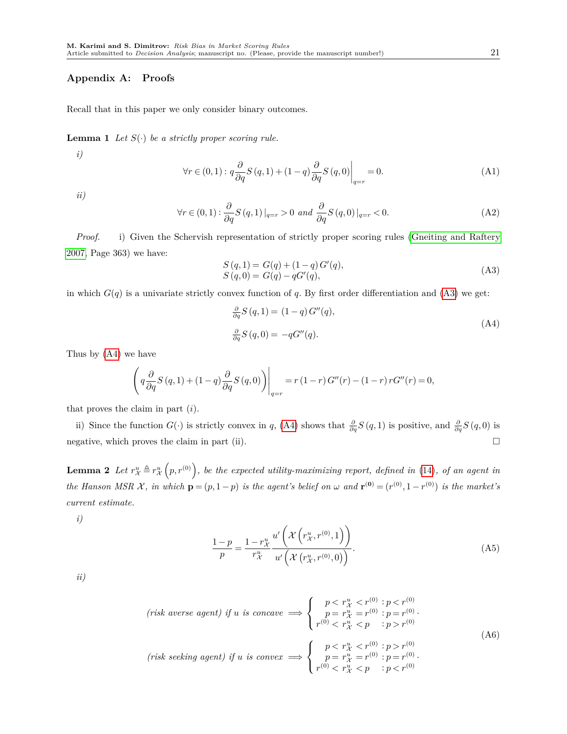## Appendix A: Proofs

Recall that in this paper we only consider binary outcomes.

**Lemma 1** *Let $S(\cdot)$ be a strictly proper scoring rule.*

*i)*

$$\forall r \in (0,1) : q\frac{\partial}{\partial q} S(q,1) + (1-q)\frac{\partial}{\partial q} S(q,0)\bigg|_{q=r} = 0. \tag{A1}$$

*ii)*

$$\forall r \in (0,1) : \frac{\partial}{\partial q} S(q,1)\,|_{q=r} > 0 \text{ and } \frac{\partial}{\partial q} S(q,0)\,|_{q=r} < 0. \tag{A2}$$

*Proof.* i) Given the Schervish representation of strictly proper scoring rules (Gneiting and Raftery 2007, Page 363) we have:

$$\begin{aligned} S(q,1) &= G(q) + (1-q)\,G'(q), \\ S(q,0) &= G(q) - qG'(q), \end{aligned} \tag{A3}$$

in which $G(q)$ is a univariate strictly convex function of $q$. By first order differentiation and (A3) we get:

$$\begin{aligned} \tfrac{\partial}{\partial q} S(q,1) &= (1-q)\,G''(q), \\ \tfrac{\partial}{\partial q} S(q,0) &= -qG''(q). \end{aligned} \tag{A4}$$

Thus by (A4) we have

$$\left( q\frac{\partial}{\partial q} S(q,1) + (1-q)\frac{\partial}{\partial q} S(q,0) \right)\bigg|_{q=r} = r(1-r)\,G''(r) - (1-r)\,rG''(r) = 0,$$

that proves the claim in part ($i$).

ii) Since the function $G(\cdot)$ is strictly convex in $q$, (A4) shows that $\frac{\partial}{\partial q} S(q,1)$ is positive, and $\frac{\partial}{\partial q} S(q,0)$ is negative, which proves the claim in part (ii). □

**Lemma 2** *Let $r^u_{\mathcal{X}} \triangleq r^u_{\mathcal{X}}\left(p, r^{(0)}\right)$, be the expected utility-maximizing report, defined in (14), of an agent in the Hanson MSR $\mathcal{X}$, in which $\mathbf{p} = (p, 1-p)$ is the agent's belief on $\omega$ and $\mathbf{r^{(0)}} = (r^{(0)}, 1-r^{(0)})$ is the market's current estimate.*

*i)*

$$\frac{1-p}{p} = \frac{1-r^u_{\mathcal{X}}}{r^u_{\mathcal{X}}} \frac{u'\left(\mathcal{X}\left(r^u_{\mathcal{X}}, r^{(0)}, 1\right)\right)}{u'\left(\mathcal{X}\left(r^u_{\mathcal{X}}, r^{(0)}, 0\right)\right)}. \tag{A5}$$

*ii)*

$$\text{(risk averse agent) if } u \text{ is concave} \implies \begin{cases} p < r^u_{\mathcal{X}} < r^{(0)} & : p < r^{(0)} \\ p = r^u_{\mathcal{X}} = r^{(0)} & : p = r^{(0)} \\ r^{(0)} < r^u_{\mathcal{X}} < p & : p > r^{(0)} \end{cases}.$$

$$\text{(risk seeking agent) if } u \text{ is convex} \implies \begin{cases} p < r^u_{\mathcal{X}} < r^{(0)} & : p > r^{(0)} \\ p = r^u_{\mathcal{X}} = r^{(0)} & : p = r^{(0)} \\ r^{(0)} < r^u_{\mathcal{X}} < p & : p < r^{(0)} \end{cases}. \tag{A6}$$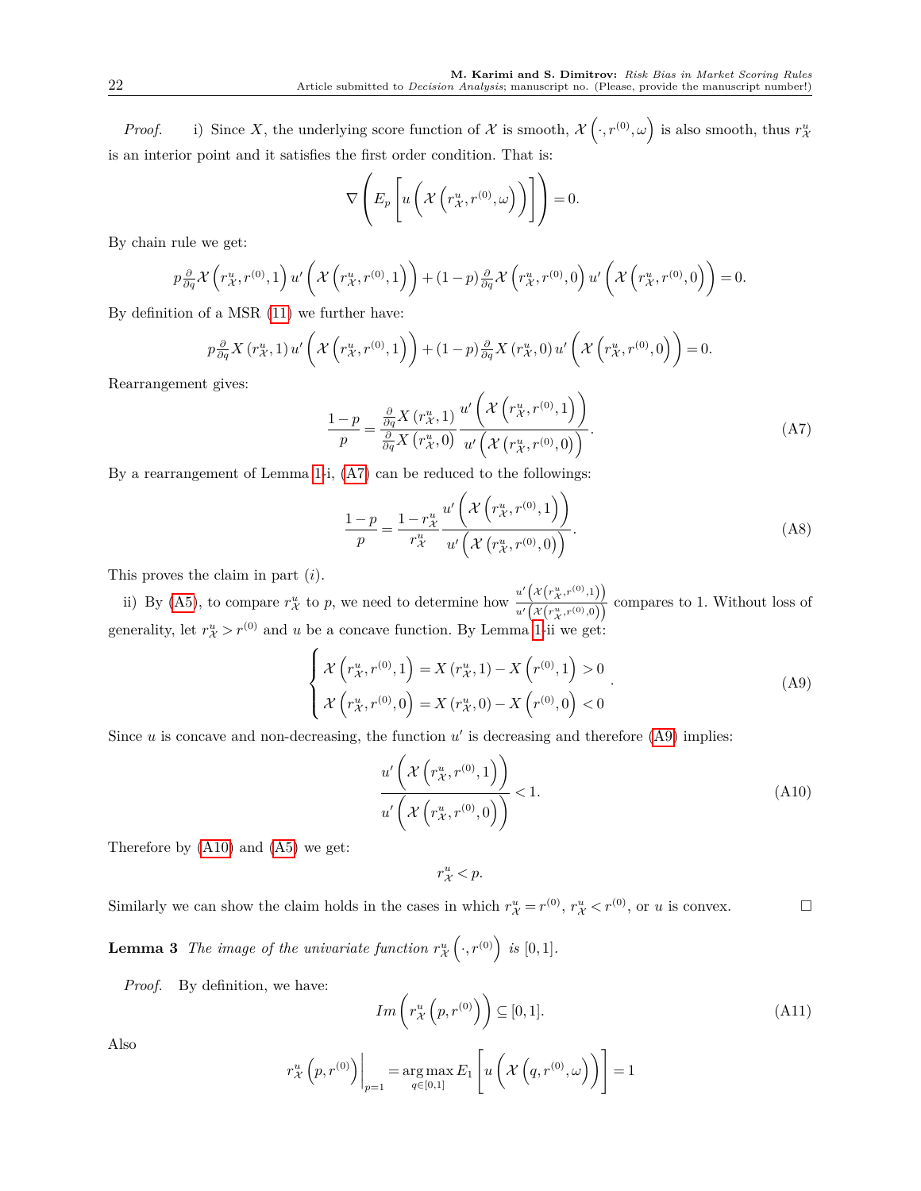*Proof.* i) Since $X$, the underlying score function of $\mathcal{X}$ is smooth, $\mathcal{X}\left(\cdot, r^{(0)}, \omega\right)$ is also smooth, thus $r^u_{\mathcal{X}}$ is an interior point and it satisfies the first order condition. That is:

$$\nabla\left(E_p\left[u\left(\mathcal{X}\left(r^u_{\mathcal{X}}, r^{(0)}, \omega\right)\right)\right]\right) = 0.$$

By chain rule we get:

$$p\frac{\partial}{\partial q}\mathcal{X}\left(r^u_{\mathcal{X}}, r^{(0)}, 1\right) u'\left(\mathcal{X}\left(r^u_{\mathcal{X}}, r^{(0)}, 1\right)\right) + (1-p)\frac{\partial}{\partial q}\mathcal{X}\left(r^u_{\mathcal{X}}, r^{(0)}, 0\right) u'\left(\mathcal{X}\left(r^u_{\mathcal{X}}, r^{(0)}, 0\right)\right) = 0.$$

By definition of a MSR (11) we further have:

$$p\frac{\partial}{\partial q}X\left(r^u_{\mathcal{X}}, 1\right) u'\left(\mathcal{X}\left(r^u_{\mathcal{X}}, r^{(0)}, 1\right)\right) + (1-p)\frac{\partial}{\partial q}X\left(r^u_{\mathcal{X}}, 0\right) u'\left(\mathcal{X}\left(r^u_{\mathcal{X}}, r^{(0)}, 0\right)\right) = 0.$$

Rearrangement gives:

$$\frac{1-p}{p} = \frac{\frac{\partial}{\partial q}X\left(r^u_{\mathcal{X}}, 1\right)}{\frac{\partial}{\partial q}X\left(r^u_{\mathcal{X}}, 0\right)} \frac{u'\left(\mathcal{X}\left(r^u_{\mathcal{X}}, r^{(0)}, 1\right)\right)}{u'\left(\mathcal{X}\left(r^u_{\mathcal{X}}, r^{(0)}, 0\right)\right)}. \tag{A7}$$

By a rearrangement of Lemma 1-i, (A7) can be reduced to the followings:

$$\frac{1-p}{p} = \frac{1-r^u_{\mathcal{X}}}{r^u_{\mathcal{X}}} \frac{u'\left(\mathcal{X}\left(r^u_{\mathcal{X}}, r^{(0)}, 1\right)\right)}{u'\left(\mathcal{X}\left(r^u_{\mathcal{X}}, r^{(0)}, 0\right)\right)}. \tag{A8}$$

This proves the claim in part (*i*).

ii) By (A5), to compare $r^u_{\mathcal{X}}$ to $p$, we need to determine how $\frac{u'\left(\mathcal{X}\left(r^u_{\mathcal{X}}, r^{(0)}, 1\right)\right)}{u'\left(\mathcal{X}\left(r^u_{\mathcal{X}}, r^{(0)}, 0\right)\right)}$ compares to 1. Without loss of generality, let $r^u_{\mathcal{X}} > r^{(0)}$ and $u$ be a concave function. By Lemma 1-ii we get:

$$\begin{cases} \mathcal{X}\left(r^u_{\mathcal{X}}, r^{(0)}, 1\right) = X\left(r^u_{\mathcal{X}}, 1\right) - X\left(r^{(0)}, 1\right) > 0 \\ \mathcal{X}\left(r^u_{\mathcal{X}}, r^{(0)}, 0\right) = X\left(r^u_{\mathcal{X}}, 0\right) - X\left(r^{(0)}, 0\right) < 0 \end{cases}. \tag{A9}$$

Since $u$ is concave and non-decreasing, the function $u'$ is decreasing and therefore (A9) implies:

$$\frac{u'\left(\mathcal{X}\left(r^u_{\mathcal{X}}, r^{(0)}, 1\right)\right)}{u'\left(\mathcal{X}\left(r^u_{\mathcal{X}}, r^{(0)}, 0\right)\right)} < 1. \tag{A10}$$

Therefore by (A10) and (A5) we get:

$$r^u_{\mathcal{X}} < p.$$

Similarly we can show the claim holds in the cases in which $r^u_{\mathcal{X}} = r^{(0)}$, $r^u_{\mathcal{X}} < r^{(0)}$, or $u$ is convex. □

**Lemma 3** *The image of the univariate function $r^u_{\mathcal{X}}\left(\cdot, r^{(0)}\right)$ is $[0,1]$.*

*Proof.* By definition, we have:

$$Im\left(r^u_{\mathcal{X}}\left(p, r^{(0)}\right)\right) \subseteq [0,1]. \tag{A11}$$

Also

$$r^u_{\mathcal{X}}\left(p, r^{(0)}\right)\Big|_{p=1} = \underset{q\in[0,1]}{\arg\max}\, E_1\left[u\left(\mathcal{X}\left(q, r^{(0)}, \omega\right)\right)\right] = 1$$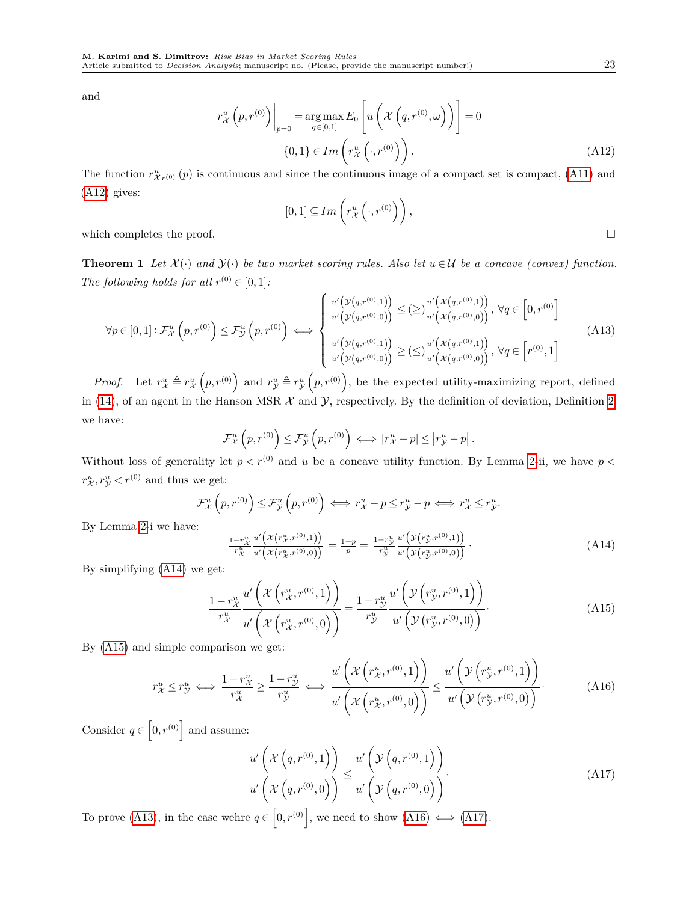and

$$r^u_{\mathcal{X}}\left(p, r^{(0)}\right)\Big|_{p=0} = \arg\max_{q\in[0,1]} E_0\left[u\left(\mathcal{X}\left(q, r^{(0)}, \omega\right)\right)\right] = 0$$

$$\{0,1\} \in Im\left(r^u_{\mathcal{X}}\left(\cdot, r^{(0)}\right)\right). \tag{A12}$$

The function $r^u_{\mathcal{X}_{r^{(0)}}}(p)$ is continuous and since the continuous image of a compact set is compact, (A11) and (A12) gives:

$$[0,1] \subseteq Im\left(r^u_{\mathcal{X}}\left(\cdot, r^{(0)}\right)\right),$$

which completes the proof. □

**Theorem 1** *Let $\mathcal{X}(\cdot)$ and $\mathcal{Y}(\cdot)$ be two market scoring rules. Also let $u \in \mathcal{U}$ be a concave (convex) function. The following holds for all $r^{(0)} \in [0,1]$:*

$$\forall p \in [0,1] : \mathcal{F}^u_{\mathcal{X}}\left(p, r^{(0)}\right) \leq \mathcal{F}^u_{\mathcal{Y}}\left(p, r^{(0)}\right) \iff \begin{cases} \frac{u'\left(\mathcal{Y}\left(q,r^{(0)},1\right)\right)}{u'\left(\mathcal{Y}\left(q,r^{(0)},0\right)\right)} \leq (\geq) \frac{u'\left(\mathcal{X}\left(q,r^{(0)},1\right)\right)}{u'\left(\mathcal{X}\left(q,r^{(0)},0\right)\right)}, \ \forall q \in \left[0, r^{(0)}\right] \\ \frac{u'\left(\mathcal{Y}\left(q,r^{(0)},1\right)\right)}{u'\left(\mathcal{Y}\left(q,r^{(0)},0\right)\right)} \geq (\leq) \frac{u'\left(\mathcal{X}\left(q,r^{(0)},1\right)\right)}{u'\left(\mathcal{X}\left(q,r^{(0)},0\right)\right)}, \ \forall q \in \left[r^{(0)}, 1\right] \end{cases} \tag{A13}$$

*Proof.* Let $r^u_{\mathcal{X}} \triangleq r^u_{\mathcal{X}}\left(p, r^{(0)}\right)$ and $r^u_{\mathcal{Y}} \triangleq r^u_{\mathcal{Y}}\left(p, r^{(0)}\right)$, be the expected utility-maximizing report, defined in (14), of an agent in the Hanson MSR $\mathcal{X}$ and $\mathcal{Y}$, respectively. By the definition of deviation, Definition 2, we have:

$$\mathcal{F}^u_{\mathcal{X}}\left(p, r^{(0)}\right) \leq \mathcal{F}^u_{\mathcal{Y}}\left(p, r^{(0)}\right) \iff \left|r^u_{\mathcal{X}} - p\right| \leq \left|r^u_{\mathcal{Y}} - p\right|.$$

Without loss of generality let $p < r^{(0)}$ and $u$ be a concave utility function. By Lemma 2-ii, we have $p < r^u_{\mathcal{X}}, r^u_{\mathcal{Y}} < r^{(0)}$ and thus we get:

$$\mathcal{F}^u_{\mathcal{X}}\left(p, r^{(0)}\right) \leq \mathcal{F}^u_{\mathcal{Y}}\left(p, r^{(0)}\right) \iff r^u_{\mathcal{X}} - p \leq r^u_{\mathcal{Y}} - p \iff r^u_{\mathcal{X}} \leq r^u_{\mathcal{Y}}.$$

By Lemma 2-i we have:

$$\frac{1-r^u_{\mathcal{X}}}{r^u_{\mathcal{X}}} \frac{u'\left(\mathcal{X}\left(r^u_{\mathcal{X}}, r^{(0)}, 1\right)\right)}{u'\left(\mathcal{X}\left(r^u_{\mathcal{X}}, r^{(0)}, 0\right)\right)} = \frac{1-p}{p} = \frac{1-r^u_{\mathcal{Y}}}{r^u_{\mathcal{Y}}} \frac{u'\left(\mathcal{Y}\left(r^u_{\mathcal{Y}}, r^{(0)}, 1\right)\right)}{u'\left(\mathcal{Y}\left(r^u_{\mathcal{Y}}, r^{(0)}, 0\right)\right)}. \tag{A14}$$

By simplifying (A14) we get:

$$\frac{1-r^u_{\mathcal{X}}}{r^u_{\mathcal{X}}} \frac{u'\left(\mathcal{X}\left(r^u_{\mathcal{X}}, r^{(0)}, 1\right)\right)}{u'\left(\mathcal{X}\left(r^u_{\mathcal{X}}, r^{(0)}, 0\right)\right)} = \frac{1-r^u_{\mathcal{Y}}}{r^u_{\mathcal{Y}}} \frac{u'\left(\mathcal{Y}\left(r^u_{\mathcal{Y}}, r^{(0)}, 1\right)\right)}{u'\left(\mathcal{Y}\left(r^u_{\mathcal{Y}}, r^{(0)}, 0\right)\right)}. \tag{A15}$$

By (A15) and simple comparison we get:

$$r^u_{\mathcal{X}} \leq r^u_{\mathcal{Y}} \iff \frac{1-r^u_{\mathcal{X}}}{r^u_{\mathcal{X}}} \geq \frac{1-r^u_{\mathcal{Y}}}{r^u_{\mathcal{Y}}} \iff \frac{u'\left(\mathcal{X}\left(r^u_{\mathcal{X}}, r^{(0)}, 1\right)\right)}{u'\left(\mathcal{X}\left(r^u_{\mathcal{X}}, r^{(0)}, 0\right)\right)} \leq \frac{u'\left(\mathcal{Y}\left(r^u_{\mathcal{Y}}, r^{(0)}, 1\right)\right)}{u'\left(\mathcal{Y}\left(r^u_{\mathcal{Y}}, r^{(0)}, 0\right)\right)}. \tag{A16}$$

Consider $q \in \left[0, r^{(0)}\right]$ and assume:

$$\frac{u'\left(\mathcal{X}\left(q, r^{(0)}, 1\right)\right)}{u'\left(\mathcal{X}\left(q, r^{(0)}, 0\right)\right)} \leq \frac{u'\left(\mathcal{Y}\left(q, r^{(0)}, 1\right)\right)}{u'\left(\mathcal{Y}\left(q, r^{(0)}, 0\right)\right)}. \tag{A17}$$

To prove (A13), in the case wehre $q \in \left[0, r^{(0)}\right]$, we need to show (A16) $\iff$ (A17).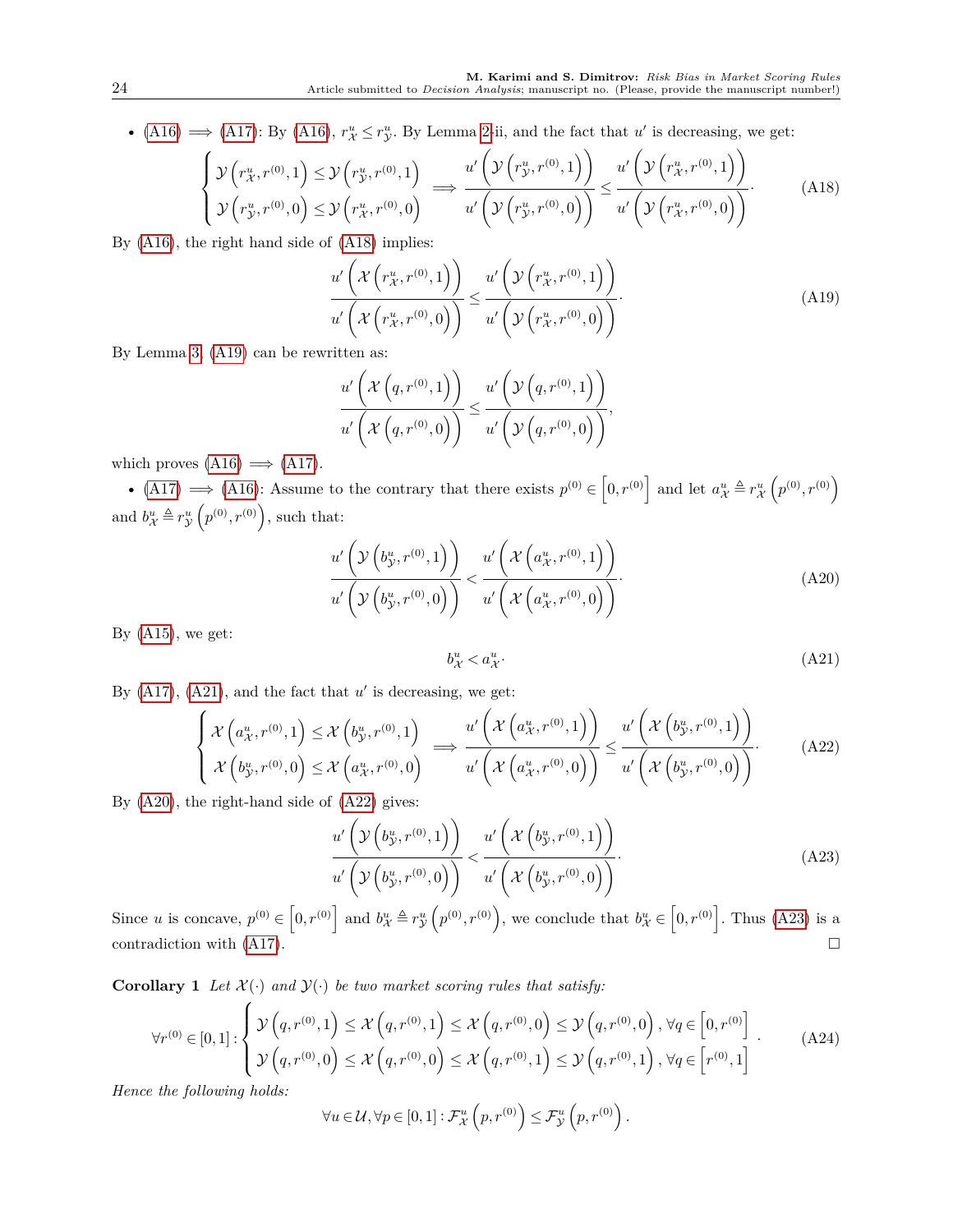- (A16) $\implies$ (A17): By (A16), $r^u_{\mathcal{X}} \le r^u_{\mathcal{Y}}$. By Lemma 2-ii, and the fact that $u'$ is decreasing, we get:

$$\begin{cases} \mathcal{Y}\left(r^u_{\mathcal{X}}, r^{(0)}, 1\right) \le \mathcal{Y}\left(r^u_{\mathcal{Y}}, r^{(0)}, 1\right) \\ \mathcal{Y}\left(r^u_{\mathcal{Y}}, r^{(0)}, 0\right) \le \mathcal{Y}\left(r^u_{\mathcal{X}}, r^{(0)}, 0\right) \end{cases} \implies \frac{u'\left(\mathcal{Y}\left(r^u_{\mathcal{Y}}, r^{(0)}, 1\right)\right)}{u'\left(\mathcal{Y}\left(r^u_{\mathcal{Y}}, r^{(0)}, 0\right)\right)} \le \frac{u'\left(\mathcal{Y}\left(r^u_{\mathcal{X}}, r^{(0)}, 1\right)\right)}{u'\left(\mathcal{Y}\left(r^u_{\mathcal{X}}, r^{(0)}, 0\right)\right)}. \tag{A18}$$

By (A16), the right hand side of (A18) implies:

$$\frac{u'\left(\mathcal{X}\left(r^u_{\mathcal{X}}, r^{(0)}, 1\right)\right)}{u'\left(\mathcal{X}\left(r^u_{\mathcal{X}}, r^{(0)}, 0\right)\right)} \le \frac{u'\left(\mathcal{Y}\left(r^u_{\mathcal{X}}, r^{(0)}, 1\right)\right)}{u'\left(\mathcal{Y}\left(r^u_{\mathcal{X}}, r^{(0)}, 0\right)\right)}. \tag{A19}$$

By Lemma 3, (A19) can be rewritten as:

$$\frac{u'\left(\mathcal{X}\left(q, r^{(0)}, 1\right)\right)}{u'\left(\mathcal{X}\left(q, r^{(0)}, 0\right)\right)} \le \frac{u'\left(\mathcal{Y}\left(q, r^{(0)}, 1\right)\right)}{u'\left(\mathcal{Y}\left(q, r^{(0)}, 0\right)\right)},$$

which proves (A16) $\implies$ (A17).

- (A17) $\implies$ (A16): Assume to the contrary that there exists $p^{(0)} \in \left[0, r^{(0)}\right]$ and let $a^u_{\mathcal{X}} \triangleq r^u_{\mathcal{X}}\left(p^{(0)}, r^{(0)}\right)$ and $b^u_{\mathcal{X}} \triangleq r^u_{\mathcal{Y}}\left(p^{(0)}, r^{(0)}\right)$, such that:

$$\frac{u'\left(\mathcal{Y}\left(b^u_{\mathcal{Y}}, r^{(0)}, 1\right)\right)}{u'\left(\mathcal{Y}\left(b^u_{\mathcal{Y}}, r^{(0)}, 0\right)\right)} < \frac{u'\left(\mathcal{X}\left(a^u_{\mathcal{X}}, r^{(0)}, 1\right)\right)}{u'\left(\mathcal{X}\left(a^u_{\mathcal{X}}, r^{(0)}, 0\right)\right)}. \tag{A20}$$

By (A15), we get:

$$b^u_{\mathcal{X}} < a^u_{\mathcal{X}}. \tag{A21}$$

By (A17), (A21), and the fact that $u'$ is decreasing, we get:

$$\begin{cases} \mathcal{X}\left(a^u_{\mathcal{X}}, r^{(0)}, 1\right) \le \mathcal{X}\left(b^u_{\mathcal{Y}}, r^{(0)}, 1\right) \\ \mathcal{X}\left(b^u_{\mathcal{Y}}, r^{(0)}, 0\right) \le \mathcal{X}\left(a^u_{\mathcal{X}}, r^{(0)}, 0\right) \end{cases} \implies \frac{u'\left(\mathcal{X}\left(a^u_{\mathcal{X}}, r^{(0)}, 1\right)\right)}{u'\left(\mathcal{X}\left(a^u_{\mathcal{X}}, r^{(0)}, 0\right)\right)} \le \frac{u'\left(\mathcal{X}\left(b^u_{\mathcal{Y}}, r^{(0)}, 1\right)\right)}{u'\left(\mathcal{X}\left(b^u_{\mathcal{Y}}, r^{(0)}, 0\right)\right)}. \tag{A22}$$

By (A20), the right-hand side of (A22) gives:

$$\frac{u'\left(\mathcal{Y}\left(b^u_{\mathcal{Y}}, r^{(0)}, 1\right)\right)}{u'\left(\mathcal{Y}\left(b^u_{\mathcal{Y}}, r^{(0)}, 0\right)\right)} < \frac{u'\left(\mathcal{X}\left(b^u_{\mathcal{Y}}, r^{(0)}, 1\right)\right)}{u'\left(\mathcal{X}\left(b^u_{\mathcal{Y}}, r^{(0)}, 0\right)\right)}. \tag{A23}$$

Since $u$ is concave, $p^{(0)} \in \left[0, r^{(0)}\right]$ and $b^u_{\mathcal{X}} \triangleq r^u_{\mathcal{Y}}\left(p^{(0)}, r^{(0)}\right)$, we conclude that $b^u_{\mathcal{X}} \in \left[0, r^{(0)}\right]$. Thus (A23) is a contradiction with (A17). □

**Corollary 1** *Let $\mathcal{X}(\cdot)$ and $\mathcal{Y}(\cdot)$ be two market scoring rules that satisfy:*

$$\forall r^{(0)} \in [0,1]: \begin{cases} \mathcal{Y}\left(q, r^{(0)}, 1\right) \le \mathcal{X}\left(q, r^{(0)}, 1\right) \le \mathcal{X}\left(q, r^{(0)}, 0\right) \le \mathcal{Y}\left(q, r^{(0)}, 0\right), \forall q \in \left[0, r^{(0)}\right] \\ \mathcal{Y}\left(q, r^{(0)}, 0\right) \le \mathcal{X}\left(q, r^{(0)}, 0\right) \le \mathcal{X}\left(q, r^{(0)}, 1\right) \le \mathcal{Y}\left(q, r^{(0)}, 1\right), \forall q \in \left[r^{(0)}, 1\right] \end{cases}. \tag{A24}$$

*Hence the following holds:*

$$\forall u \in \mathcal{U}, \forall p \in [0,1]: \mathcal{F}^u_{\mathcal{X}}\left(p, r^{(0)}\right) \le \mathcal{F}^u_{\mathcal{Y}}\left(p, r^{(0)}\right).$$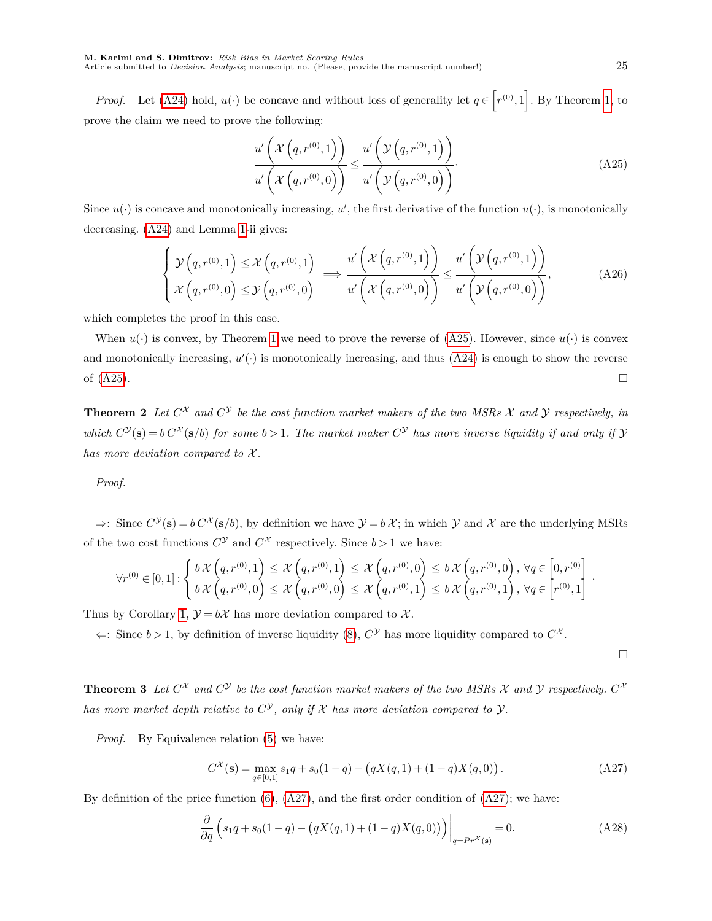*Proof.* Let (A24) hold, $u(\cdot)$ be concave and without loss of generality let $q \in \left[r^{(0)}, 1\right]$. By Theorem 1, to prove the claim we need to prove the following:

$$\frac{u'\left(\mathcal{X}\left(q, r^{(0)}, 1\right)\right)}{u'\left(\mathcal{X}\left(q, r^{(0)}, 0\right)\right)} \leq \frac{u'\left(\mathcal{Y}\left(q, r^{(0)}, 1\right)\right)}{u'\left(\mathcal{Y}\left(q, r^{(0)}, 0\right)\right)}. \tag{A25}$$

Since $u(\cdot)$ is concave and monotonically increasing, $u'$, the first derivative of the function $u(\cdot)$, is monotonically decreasing. (A24) and Lemma 1-ii gives:

$$\begin{cases} \mathcal{Y}\left(q, r^{(0)}, 1\right) \leq \mathcal{X}\left(q, r^{(0)}, 1\right) \\ \mathcal{X}\left(q, r^{(0)}, 0\right) \leq \mathcal{Y}\left(q, r^{(0)}, 0\right) \end{cases} \implies \frac{u'\left(\mathcal{X}\left(q, r^{(0)}, 1\right)\right)}{u'\left(\mathcal{X}\left(q, r^{(0)}, 0\right)\right)} \leq \frac{u'\left(\mathcal{Y}\left(q, r^{(0)}, 1\right)\right)}{u'\left(\mathcal{Y}\left(q, r^{(0)}, 0\right)\right)}, \tag{A26}$$

which completes the proof in this case.

When $u(\cdot)$ is convex, by Theorem 1 we need to prove the reverse of (A25). However, since $u(\cdot)$ is convex and monotonically increasing, $u'(\cdot)$ is monotonically increasing, and thus (A24) is enough to show the reverse of (A25). □

**Theorem 2** *Let $C^{\mathcal{X}}$ and $C^{\mathcal{Y}}$ be the cost function market makers of the two MSRs $\mathcal{X}$ and $\mathcal{Y}$ respectively, in which $C^{\mathcal{Y}}(\mathbf{s}) = b\, C^{\mathcal{X}}(\mathbf{s}/b)$ for some $b > 1$. The market maker $C^{\mathcal{Y}}$ has more inverse liquidity if and only if $\mathcal{Y}$ has more deviation compared to $\mathcal{X}$.*

*Proof.*

$\Rightarrow$: Since $C^{\mathcal{Y}}(\mathbf{s}) = b\, C^{\mathcal{X}}(\mathbf{s}/b)$, by definition we have $\mathcal{Y} = b\, \mathcal{X}$; in which $\mathcal{Y}$ and $\mathcal{X}$ are the underlying MSRs of the two cost functions $C^{\mathcal{Y}}$ and $C^{\mathcal{X}}$ respectively. Since $b > 1$ we have:

$$\forall r^{(0)} \in [0,1] : \begin{cases} b\, \mathcal{X}\left(q, r^{(0)}, 1\right) \leq \mathcal{X}\left(q, r^{(0)}, 1\right) \leq \mathcal{X}\left(q, r^{(0)}, 0\right) \leq b\, \mathcal{X}\left(q, r^{(0)}, 0\right), \ \forall q \in \left[0, r^{(0)}\right] \\ b\, \mathcal{X}\left(q, r^{(0)}, 0\right) \leq \mathcal{X}\left(q, r^{(0)}, 0\right) \leq \mathcal{X}\left(q, r^{(0)}, 1\right) \leq b\, \mathcal{X}\left(q, r^{(0)}, 1\right), \ \forall q \in \left[r^{(0)}, 1\right] \end{cases}.$$

Thus by Corollary 1, $\mathcal{Y} = b\mathcal{X}$ has more deviation compared to $\mathcal{X}$.

$\Leftarrow$: Since $b > 1$, by definition of inverse liquidity (8), $C^{\mathcal{Y}}$ has more liquidity compared to $C^{\mathcal{X}}$.

□

**Theorem 3** *Let $C^{\mathcal{X}}$ and $C^{\mathcal{Y}}$ be the cost function market makers of the two MSRs $\mathcal{X}$ and $\mathcal{Y}$ respectively. $C^{\mathcal{X}}$ has more market depth relative to $C^{\mathcal{Y}}$, only if $\mathcal{X}$ has more deviation compared to $\mathcal{Y}$.*

*Proof.* By Equivalence relation (5) we have:

$$C^{\mathcal{X}}(\mathbf{s}) = \max_{q \in [0,1]} s_1 q + s_0(1-q) - \left(qX(q,1) + (1-q)X(q,0)\right). \tag{A27}$$

By definition of the price function (6), (A27), and the first order condition of (A27); we have:

$$\frac{\partial}{\partial q}\left(s_1 q + s_0(1-q) - \left(qX(q,1) + (1-q)X(q,0)\right)\right)\Big|_{q = Pr_1^{\mathcal{X}}(\mathbf{s})} = 0. \tag{A28}$$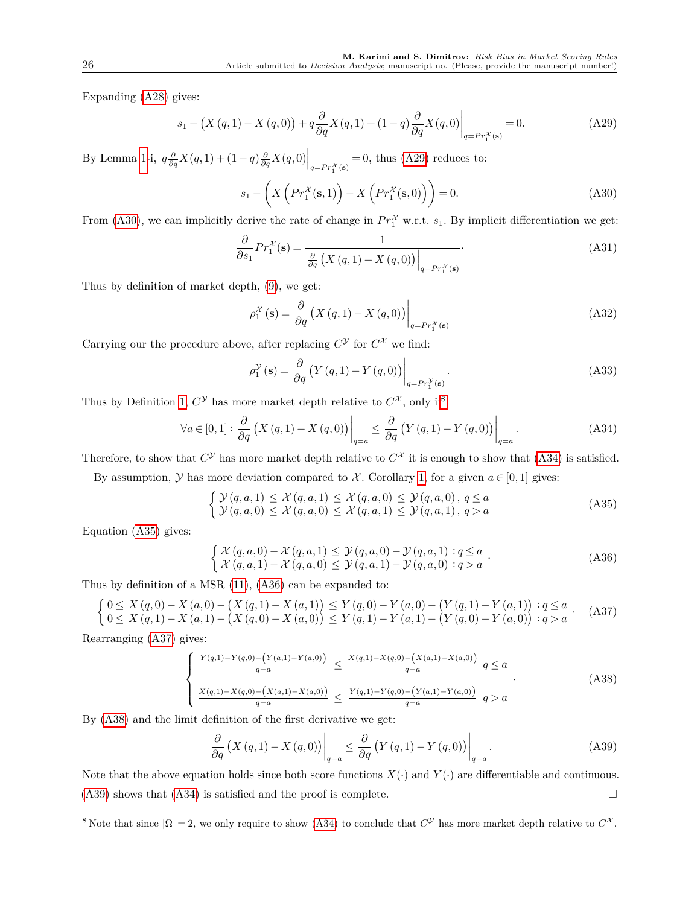Expanding (A28) gives:

$$s_1 - \big(X(q,1) - X(q,0)\big) + q\frac{\partial}{\partial q}X(q,1) + (1-q)\frac{\partial}{\partial q}X(q,0)\bigg|_{q=Pr_1^{\mathcal{X}}(\mathbf{s})} = 0. \tag{A29}$$

By Lemma 1-i, $q\frac{\partial}{\partial q}X(q,1) + (1-q)\frac{\partial}{\partial q}X(q,0)\Big|_{q=Pr_1^{\mathcal{X}}(\mathbf{s})} = 0$, thus (A29) reduces to:

$$s_1 - \left(X\left(Pr_1^{\mathcal{X}}(\mathbf{s},1)\right) - X\left(Pr_1^{\mathcal{X}}(\mathbf{s},0)\right)\right) = 0. \tag{A30}$$

From (A30), we can implicitly derive the rate of change in $Pr_1^{\mathcal{X}}$ w.r.t. $s_1$. By implicit differentiation we get:

$$\frac{\partial}{\partial s_1}Pr_1^{\mathcal{X}}(\mathbf{s}) = \frac{1}{\frac{\partial}{\partial q}\big(X(q,1) - X(q,0)\big)\Big|_{q=Pr_1^{\mathcal{X}}(\mathbf{s})}}. \tag{A31}$$

Thus by definition of market depth, (9), we get:

$$\rho_1^{\mathcal{X}}(\mathbf{s}) = \frac{\partial}{\partial q}\big(X(q,1) - X(q,0)\big)\bigg|_{q=Pr_1^{\mathcal{X}}(\mathbf{s})} \tag{A32}$$

Carrying our the procedure above, after replacing $C^{\mathcal{Y}}$ for $C^{\mathcal{X}}$ we find:

$$\rho_1^{\mathcal{Y}}(\mathbf{s}) = \frac{\partial}{\partial q}\big(Y(q,1) - Y(q,0)\big)\bigg|_{q=Pr_1^{\mathcal{Y}}(\mathbf{s})}. \tag{A33}$$

Thus by Definition 1, $C^{\mathcal{Y}}$ has more market depth relative to $C^{\mathcal{X}}$, only if[8]:

$$\forall a \in [0,1]: \frac{\partial}{\partial q}\big(X(q,1) - X(q,0)\big)\bigg|_{q=a} \leq \frac{\partial}{\partial q}\big(Y(q,1) - Y(q,0)\big)\bigg|_{q=a}. \tag{A34}$$

Therefore, to show that $C^{\mathcal{Y}}$ has more market depth relative to $C^{\mathcal{X}}$ it is enough to show that (A34) is satisfied.

By assumption, $\mathcal{Y}$ has more deviation compared to $\mathcal{X}$. Corollary 1, for a given $a \in [0,1]$ gives:

$$\begin{cases} \mathcal{Y}(q,a,1) \leq \mathcal{X}(q,a,1) \leq \mathcal{X}(q,a,0) \leq \mathcal{Y}(q,a,0), \ q \leq a \\ \mathcal{Y}(q,a,0) \leq \mathcal{X}(q,a,0) \leq \mathcal{X}(q,a,1) \leq \mathcal{Y}(q,a,1), \ q > a \end{cases} \tag{A35}$$

Equation (A35) gives:

$$\begin{cases} \mathcal{X}(q,a,0) - \mathcal{X}(q,a,1) \leq \mathcal{Y}(q,a,0) - \mathcal{Y}(q,a,1) : q \leq a \\ \mathcal{X}(q,a,1) - \mathcal{X}(q,a,0) \leq \mathcal{Y}(q,a,1) - \mathcal{Y}(q,a,0) : q > a \end{cases}. \tag{A36}$$

Thus by definition of a MSR (11), (A36) can be expanded to:

$$\begin{cases} 0 \leq X(q,0) - X(a,0) - \big(X(q,1) - X(a,1)\big) \leq Y(q,0) - Y(a,0) - \big(Y(q,1) - Y(a,1)\big) : q \leq a \\ 0 \leq X(q,1) - X(a,1) - \big(X(q,0) - X(a,0)\big) \leq Y(q,1) - Y(a,1) - \big(Y(q,0) - Y(a,0)\big) : q > a \end{cases}. \tag{A37}$$

Rearranging (A37) gives:

$$\begin{cases} \frac{Y(q,1) - Y(q,0) - \big(Y(a,1) - Y(a,0)\big)}{q-a} \leq \frac{X(q,1) - X(q,0) - \big(X(a,1) - X(a,0)\big)}{q-a} \ q \leq a \\ \frac{X(q,1) - X(q,0) - \big(X(a,1) - X(a,0)\big)}{q-a} \leq \frac{Y(q,1) - Y(q,0) - \big(Y(a,1) - Y(a,0)\big)}{q-a} \ q > a \end{cases}. \tag{A38}$$

By (A38) and the limit definition of the first derivative we get:

$$\frac{\partial}{\partial q}\big(X(q,1) - X(q,0)\big)\bigg|_{q=a} \leq \frac{\partial}{\partial q}\big(Y(q,1) - Y(q,0)\big)\bigg|_{q=a}. \tag{A39}$$

Note that the above equation holds since both score functions $X(\cdot)$ and $Y(\cdot)$ are differentiable and continuous. (A39) shows that (A34) is satisfied and the proof is complete. □

[8] Note that since $|\Omega| = 2$, we only require to show (A34) to conclude that $C^{\mathcal{Y}}$ has more market depth relative to $C^{\mathcal{X}}$.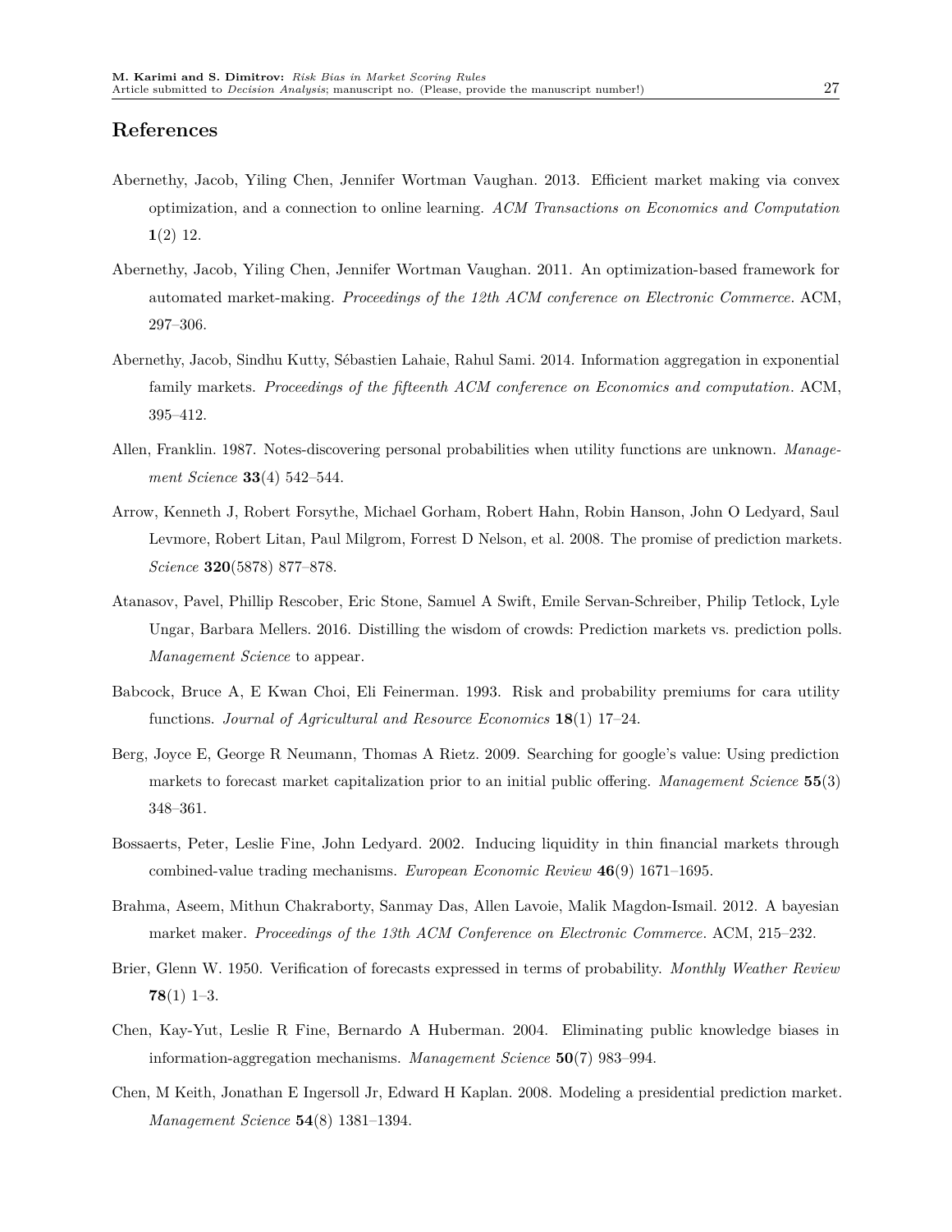## References

Abernethy, Jacob, Yiling Chen, Jennifer Wortman Vaughan. 2013. Efficient market making via convex optimization, and a connection to online learning. *ACM Transactions on Economics and Computation* **1**(2) 12.

Abernethy, Jacob, Yiling Chen, Jennifer Wortman Vaughan. 2011. An optimization-based framework for automated market-making. *Proceedings of the 12th ACM conference on Electronic Commerce*. ACM, 297–306.

Abernethy, Jacob, Sindhu Kutty, Sébastien Lahaie, Rahul Sami. 2014. Information aggregation in exponential family markets. *Proceedings of the fifteenth ACM conference on Economics and computation*. ACM, 395–412.

Allen, Franklin. 1987. Notes-discovering personal probabilities when utility functions are unknown. *Management Science* **33**(4) 542–544.

Arrow, Kenneth J, Robert Forsythe, Michael Gorham, Robert Hahn, Robin Hanson, John O Ledyard, Saul Levmore, Robert Litan, Paul Milgrom, Forrest D Nelson, et al. 2008. The promise of prediction markets. *Science* **320**(5878) 877–878.

Atanasov, Pavel, Phillip Rescober, Eric Stone, Samuel A Swift, Emile Servan-Schreiber, Philip Tetlock, Lyle Ungar, Barbara Mellers. 2016. Distilling the wisdom of crowds: Prediction markets vs. prediction polls. *Management Science* to appear.

Babcock, Bruce A, E Kwan Choi, Eli Feinerman. 1993. Risk and probability premiums for cara utility functions. *Journal of Agricultural and Resource Economics* **18**(1) 17–24.

Berg, Joyce E, George R Neumann, Thomas A Rietz. 2009. Searching for google's value: Using prediction markets to forecast market capitalization prior to an initial public offering. *Management Science* **55**(3) 348–361.

Bossaerts, Peter, Leslie Fine, John Ledyard. 2002. Inducing liquidity in thin financial markets through combined-value trading mechanisms. *European Economic Review* **46**(9) 1671–1695.

Brahma, Aseem, Mithun Chakraborty, Sanmay Das, Allen Lavoie, Malik Magdon-Ismail. 2012. A bayesian market maker. *Proceedings of the 13th ACM Conference on Electronic Commerce*. ACM, 215–232.

Brier, Glenn W. 1950. Verification of forecasts expressed in terms of probability. *Monthly Weather Review* **78**(1) 1–3.

Chen, Kay-Yut, Leslie R Fine, Bernardo A Huberman. 2004. Eliminating public knowledge biases in information-aggregation mechanisms. *Management Science* **50**(7) 983–994.

Chen, M Keith, Jonathan E Ingersoll Jr, Edward H Kaplan. 2008. Modeling a presidential prediction market. *Management Science* **54**(8) 1381–1394.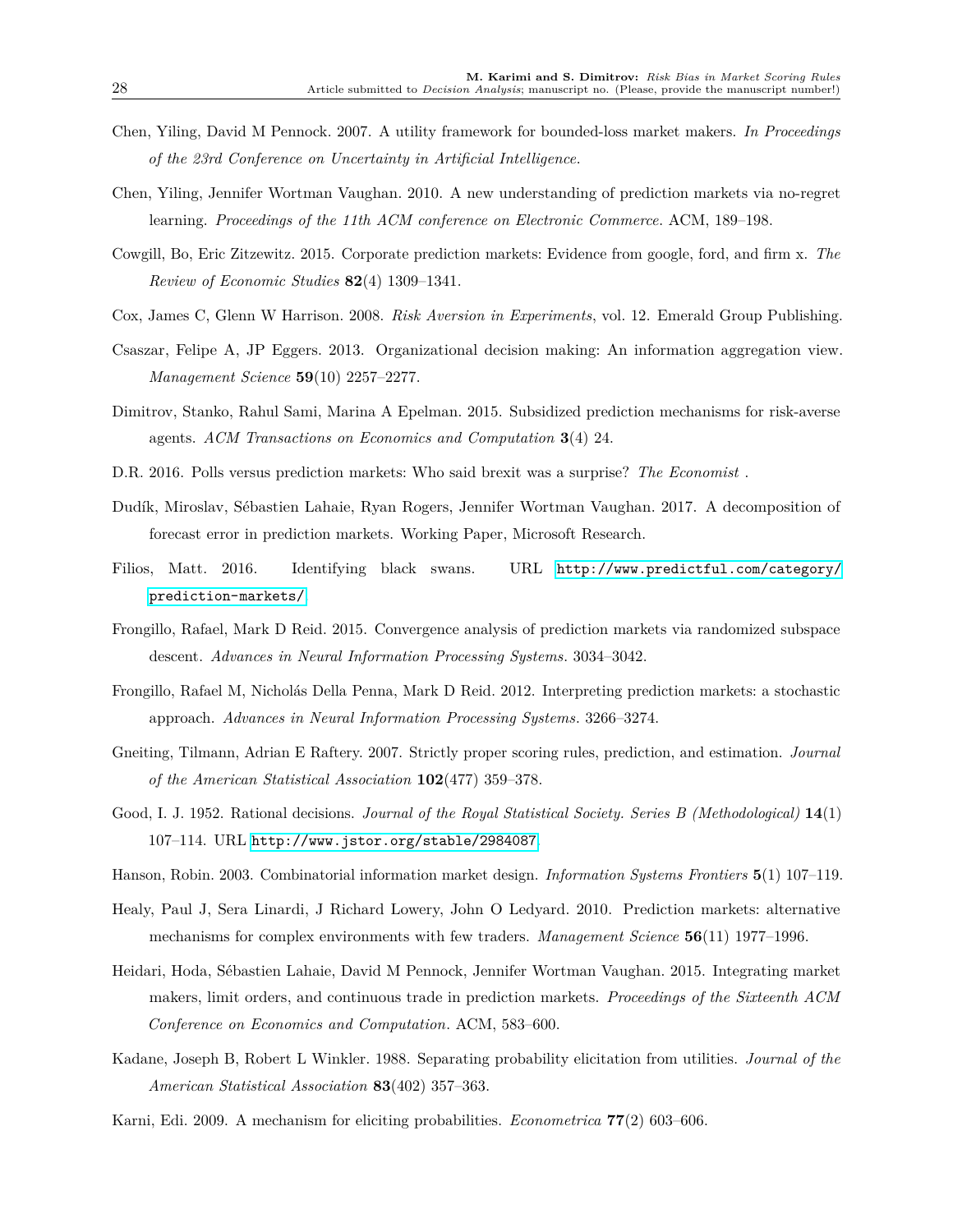Chen, Yiling, David M Pennock. 2007. A utility framework for bounded-loss market makers. *In Proceedings of the 23rd Conference on Uncertainty in Artificial Intelligence*.

Chen, Yiling, Jennifer Wortman Vaughan. 2010. A new understanding of prediction markets via no-regret learning. *Proceedings of the 11th ACM conference on Electronic Commerce*. ACM, 189–198.

Cowgill, Bo, Eric Zitzewitz. 2015. Corporate prediction markets: Evidence from google, ford, and firm x. *The Review of Economic Studies* **82**(4) 1309–1341.

Cox, James C, Glenn W Harrison. 2008. *Risk Aversion in Experiments*, vol. 12. Emerald Group Publishing.

Csaszar, Felipe A, JP Eggers. 2013. Organizational decision making: An information aggregation view. *Management Science* **59**(10) 2257–2277.

Dimitrov, Stanko, Rahul Sami, Marina A Epelman. 2015. Subsidized prediction mechanisms for risk-averse agents. *ACM Transactions on Economics and Computation* **3**(4) 24.

D.R. 2016. Polls versus prediction markets: Who said brexit was a surprise? *The Economist* .

Dudík, Miroslav, Sébastien Lahaie, Ryan Rogers, Jennifer Wortman Vaughan. 2017. A decomposition of forecast error in prediction markets. Working Paper, Microsoft Research.

Filios, Matt. 2016. Identifying black swans. URL http://www.predictful.com/category/prediction-markets/.

Frongillo, Rafael, Mark D Reid. 2015. Convergence analysis of prediction markets via randomized subspace descent. *Advances in Neural Information Processing Systems*. 3034–3042.

Frongillo, Rafael M, Nicholás Della Penna, Mark D Reid. 2012. Interpreting prediction markets: a stochastic approach. *Advances in Neural Information Processing Systems*. 3266–3274.

Gneiting, Tilmann, Adrian E Raftery. 2007. Strictly proper scoring rules, prediction, and estimation. *Journal of the American Statistical Association* **102**(477) 359–378.

Good, I. J. 1952. Rational decisions. *Journal of the Royal Statistical Society. Series B (Methodological)* **14**(1) 107–114. URL http://www.jstor.org/stable/2984087.

Hanson, Robin. 2003. Combinatorial information market design. *Information Systems Frontiers* **5**(1) 107–119.

Healy, Paul J, Sera Linardi, J Richard Lowery, John O Ledyard. 2010. Prediction markets: alternative mechanisms for complex environments with few traders. *Management Science* **56**(11) 1977–1996.

Heidari, Hoda, Sébastien Lahaie, David M Pennock, Jennifer Wortman Vaughan. 2015. Integrating market makers, limit orders, and continuous trade in prediction markets. *Proceedings of the Sixteenth ACM Conference on Economics and Computation*. ACM, 583–600.

Kadane, Joseph B, Robert L Winkler. 1988. Separating probability elicitation from utilities. *Journal of the American Statistical Association* **83**(402) 357–363.

Karni, Edi. 2009. A mechanism for eliciting probabilities. *Econometrica* **77**(2) 603–606.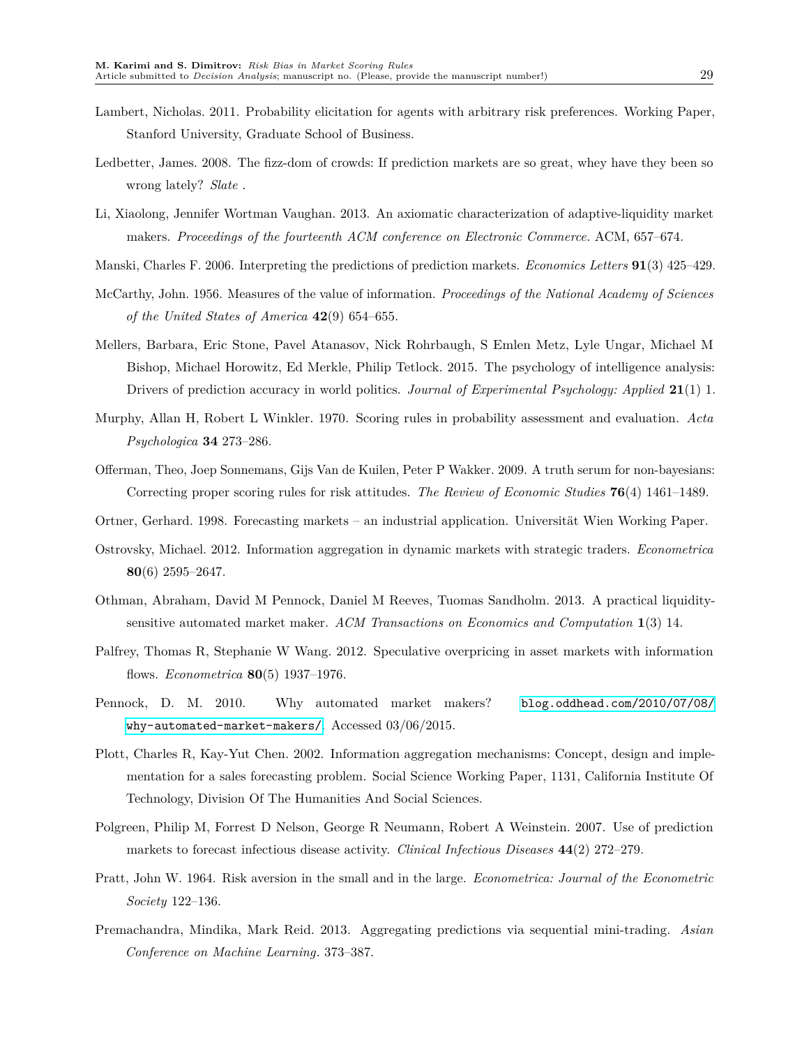Lambert, Nicholas. 2011. Probability elicitation for agents with arbitrary risk preferences. Working Paper, Stanford University, Graduate School of Business.

Ledbetter, James. 2008. The fizz-dom of crowds: If prediction markets are so great, whey have they been so wrong lately? *Slate* .

Li, Xiaolong, Jennifer Wortman Vaughan. 2013. An axiomatic characterization of adaptive-liquidity market makers. *Proceedings of the fourteenth ACM conference on Electronic Commerce*. ACM, 657–674.

Manski, Charles F. 2006. Interpreting the predictions of prediction markets. *Economics Letters* **91**(3) 425–429.

McCarthy, John. 1956. Measures of the value of information. *Proceedings of the National Academy of Sciences of the United States of America* **42**(9) 654–655.

Mellers, Barbara, Eric Stone, Pavel Atanasov, Nick Rohrbaugh, S Emlen Metz, Lyle Ungar, Michael M Bishop, Michael Horowitz, Ed Merkle, Philip Tetlock. 2015. The psychology of intelligence analysis: Drivers of prediction accuracy in world politics. *Journal of Experimental Psychology: Applied* **21**(1) 1.

Murphy, Allan H, Robert L Winkler. 1970. Scoring rules in probability assessment and evaluation. *Acta Psychologica* **34** 273–286.

Offerman, Theo, Joep Sonnemans, Gijs Van de Kuilen, Peter P Wakker. 2009. A truth serum for non-bayesians: Correcting proper scoring rules for risk attitudes. *The Review of Economic Studies* **76**(4) 1461–1489.

Ortner, Gerhard. 1998. Forecasting markets – an industrial application. Universität Wien Working Paper.

Ostrovsky, Michael. 2012. Information aggregation in dynamic markets with strategic traders. *Econometrica* **80**(6) 2595–2647.

Othman, Abraham, David M Pennock, Daniel M Reeves, Tuomas Sandholm. 2013. A practical liquidity-sensitive automated market maker. *ACM Transactions on Economics and Computation* **1**(3) 14.

Palfrey, Thomas R, Stephanie W Wang. 2012. Speculative overpricing in asset markets with information flows. *Econometrica* **80**(5) 1937–1976.

Pennock, D. M. 2010. Why automated market makers? `blog.oddhead.com/2010/07/08/why-automated-market-makers/`. Accessed 03/06/2015.

Plott, Charles R, Kay-Yut Chen. 2002. Information aggregation mechanisms: Concept, design and implementation for a sales forecasting problem. Social Science Working Paper, 1131, California Institute Of Technology, Division Of The Humanities And Social Sciences.

Polgreen, Philip M, Forrest D Nelson, George R Neumann, Robert A Weinstein. 2007. Use of prediction markets to forecast infectious disease activity. *Clinical Infectious Diseases* **44**(2) 272–279.

Pratt, John W. 1964. Risk aversion in the small and in the large. *Econometrica: Journal of the Econometric Society* 122–136.

Premachandra, Mindika, Mark Reid. 2013. Aggregating predictions via sequential mini-trading. *Asian Conference on Machine Learning*. 373–387.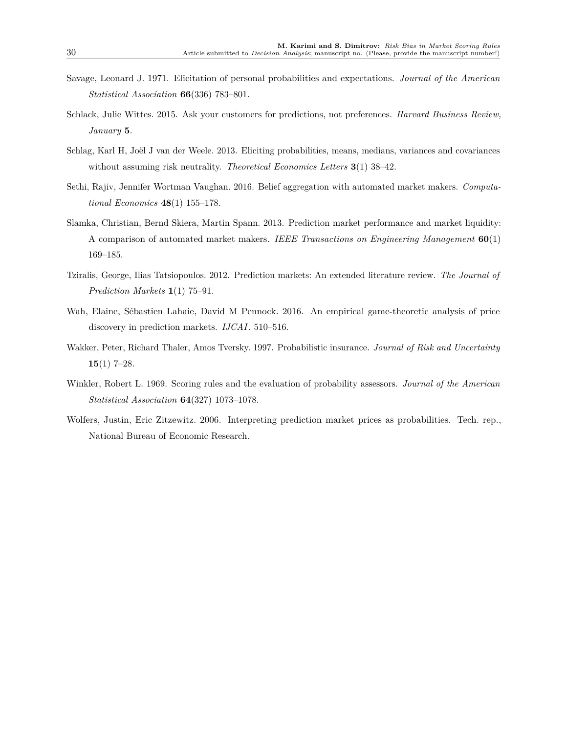Savage, Leonard J. 1971. Elicitation of personal probabilities and expectations. *Journal of the American Statistical Association* **66**(336) 783–801.

Schlack, Julie Wittes. 2015. Ask your customers for predictions, not preferences. *Harvard Business Review, January* **5**.

Schlag, Karl H, Joël J van der Weele. 2013. Eliciting probabilities, means, medians, variances and covariances without assuming risk neutrality. *Theoretical Economics Letters* **3**(1) 38–42.

Sethi, Rajiv, Jennifer Wortman Vaughan. 2016. Belief aggregation with automated market makers. *Computational Economics* **48**(1) 155–178.

Slamka, Christian, Bernd Skiera, Martin Spann. 2013. Prediction market performance and market liquidity: A comparison of automated market makers. *IEEE Transactions on Engineering Management* **60**(1) 169–185.

Tziralis, George, Ilias Tatsiopoulos. 2012. Prediction markets: An extended literature review. *The Journal of Prediction Markets* **1**(1) 75–91.

Wah, Elaine, Sébastien Lahaie, David M Pennock. 2016. An empirical game-theoretic analysis of price discovery in prediction markets. *IJCAI*. 510–516.

Wakker, Peter, Richard Thaler, Amos Tversky. 1997. Probabilistic insurance. *Journal of Risk and Uncertainty* **15**(1) 7–28.

Winkler, Robert L. 1969. Scoring rules and the evaluation of probability assessors. *Journal of the American Statistical Association* **64**(327) 1073–1078.

Wolfers, Justin, Eric Zitzewitz. 2006. Interpreting prediction market prices as probabilities. Tech. rep., National Bureau of Economic Research.